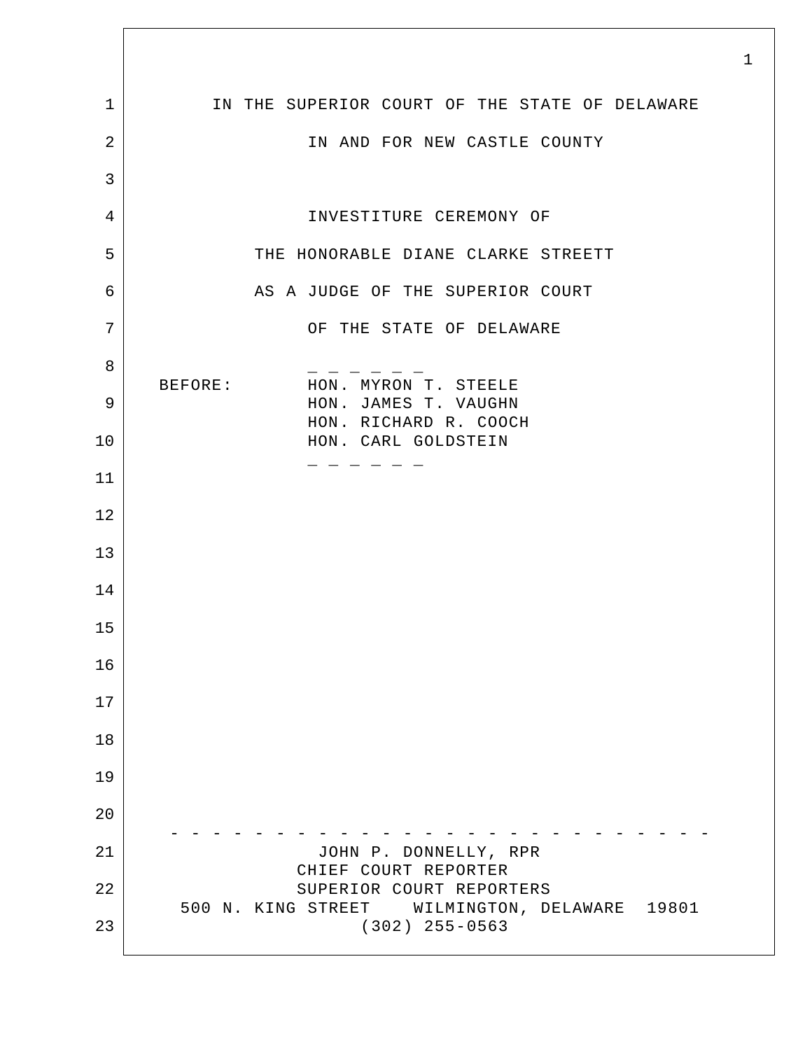IN THE SUPERIOR COURT OF THE STATE OF DELAWARE

IN AND FOR NEW CASTLE COUNTY

INVESTITURE CEREMONY OF

THE HONORABLE DIANE CLARKE STREETT

AS A JUDGE OF THE SUPERIOR COURT

OF THE STATE OF DELAWARE

_ _ _ _ _ _

BEFORE: HON. MYRON T. STEELE
HON. JAMES T. VAUGHN
HON. RICHARD R. COOCH
HON. CARL GOLDSTEIN

_ _ _ _ _ _

- - - - - - - - - - - - - - - - - - - - - - - - - - -

JOHN P. DONNELLY, RPR
CHIEF COURT REPORTER
SUPERIOR COURT REPORTERS
500 N. KING STREET WILMINGTON, DELAWARE 19801
(302) 255-0563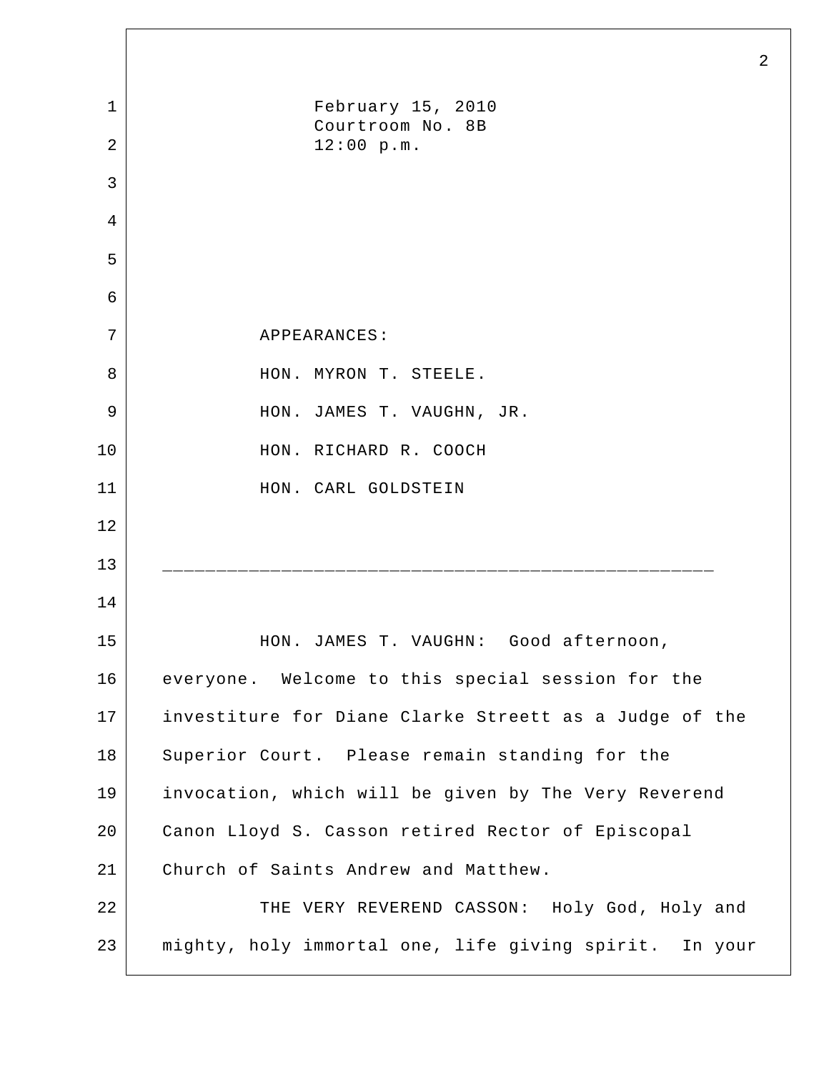February 15, 2010
Courtroom No. 8B
12:00 p.m.

APPEARANCES:

HON. MYRON T. STEELE.

HON. JAMES T. VAUGHN, JR.

HON. RICHARD R. COOCH

HON. CARL GOLDSTEIN

---

HON. JAMES T. VAUGHN: Good afternoon, everyone. Welcome to this special session for the investiture for Diane Clarke Streett as a Judge of the Superior Court. Please remain standing for the invocation, which will be given by The Very Reverend Canon Lloyd S. Casson retired Rector of Episcopal Church of Saints Andrew and Matthew.

THE VERY REVEREND CASSON: Holy God, Holy and mighty, holy immortal one, life giving spirit. In your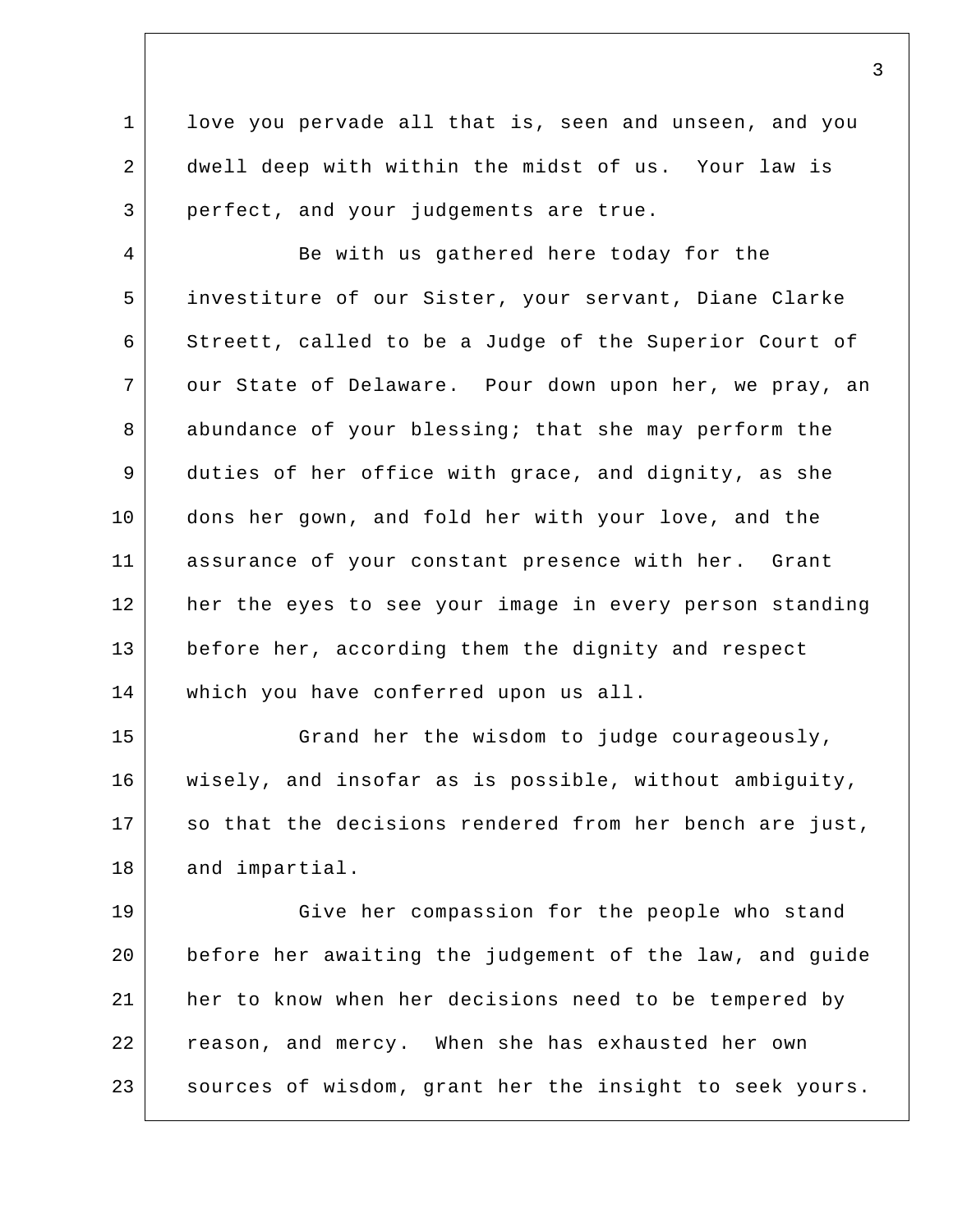love you pervade all that is, seen and unseen, and you dwell deep with within the midst of us. Your law is perfect, and your judgements are true.

Be with us gathered here today for the investiture of our Sister, your servant, Diane Clarke Streett, called to be a Judge of the Superior Court of our State of Delaware. Pour down upon her, we pray, an abundance of your blessing; that she may perform the duties of her office with grace, and dignity, as she dons her gown, and fold her with your love, and the assurance of your constant presence with her. Grant her the eyes to see your image in every person standing before her, according them the dignity and respect which you have conferred upon us all.

Grand her the wisdom to judge courageously, wisely, and insofar as is possible, without ambiguity, so that the decisions rendered from her bench are just, and impartial.

Give her compassion for the people who stand before her awaiting the judgement of the law, and guide her to know when her decisions need to be tempered by reason, and mercy. When she has exhausted her own sources of wisdom, grant her the insight to seek yours.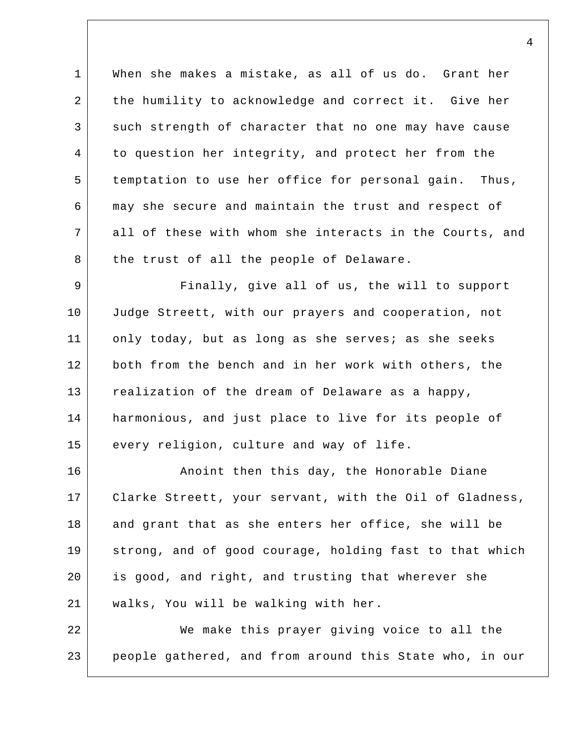When she makes a mistake, as all of us do. Grant her the humility to acknowledge and correct it. Give her such strength of character that no one may have cause to question her integrity, and protect her from the temptation to use her office for personal gain. Thus, may she secure and maintain the trust and respect of all of these with whom she interacts in the Courts, and the trust of all the people of Delaware.

Finally, give all of us, the will to support Judge Streett, with our prayers and cooperation, not only today, but as long as she serves; as she seeks both from the bench and in her work with others, the realization of the dream of Delaware as a happy, harmonious, and just place to live for its people of every religion, culture and way of life.

Anoint then this day, the Honorable Diane Clarke Streett, your servant, with the Oil of Gladness, and grant that as she enters her office, she will be strong, and of good courage, holding fast to that which is good, and right, and trusting that wherever she walks, You will be walking with her.

We make this prayer giving voice to all the people gathered, and from around this State who, in our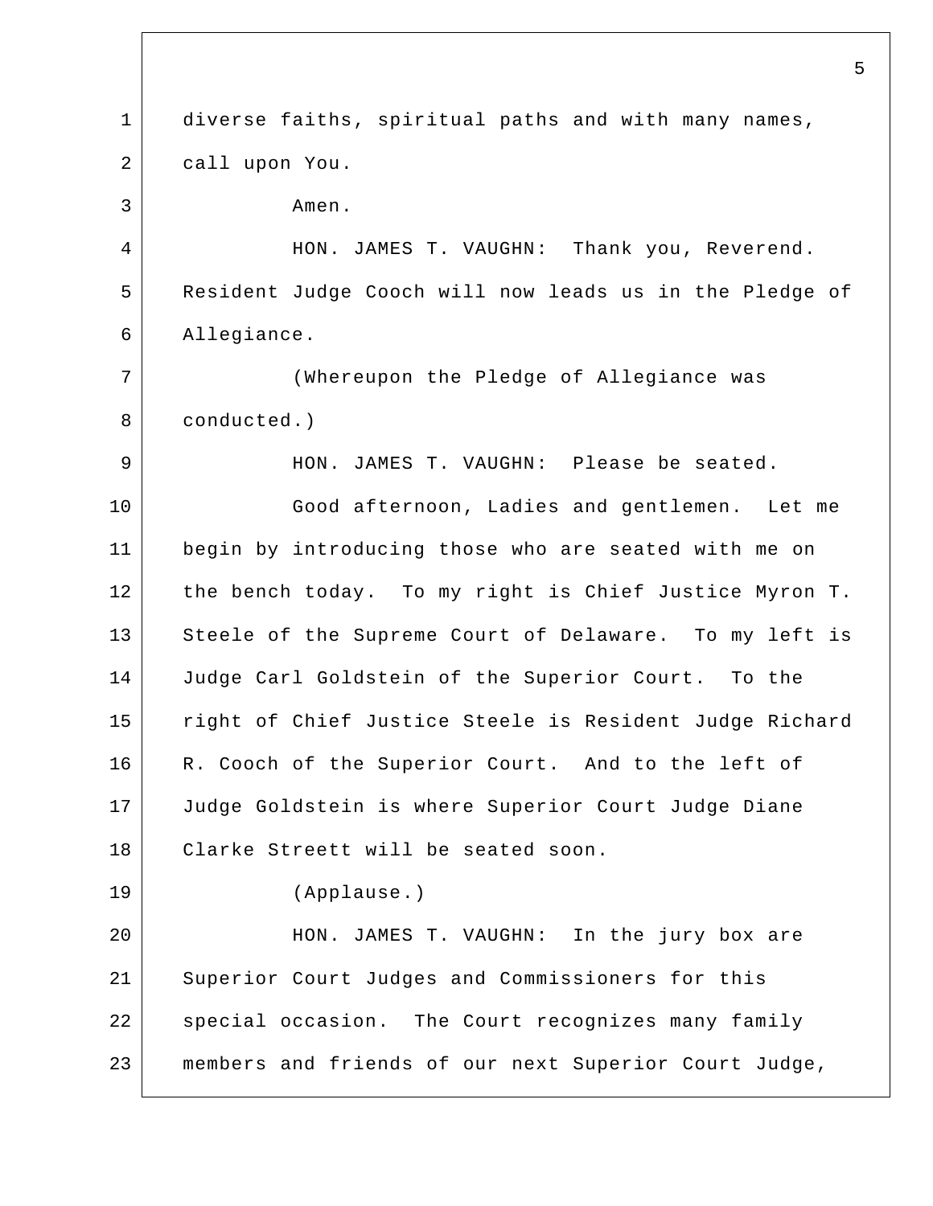diverse faiths, spiritual paths and with many names, call upon You.

Amen.

HON. JAMES T. VAUGHN: Thank you, Reverend. Resident Judge Cooch will now leads us in the Pledge of Allegiance.

(Whereupon the Pledge of Allegiance was conducted.)

HON. JAMES T. VAUGHN: Please be seated.

Good afternoon, Ladies and gentlemen. Let me begin by introducing those who are seated with me on the bench today. To my right is Chief Justice Myron T. Steele of the Supreme Court of Delaware. To my left is Judge Carl Goldstein of the Superior Court. To the right of Chief Justice Steele is Resident Judge Richard R. Cooch of the Superior Court. And to the left of Judge Goldstein is where Superior Court Judge Diane Clarke Streett will be seated soon.

(Applause.)

HON. JAMES T. VAUGHN: In the jury box are Superior Court Judges and Commissioners for this special occasion. The Court recognizes many family members and friends of our next Superior Court Judge,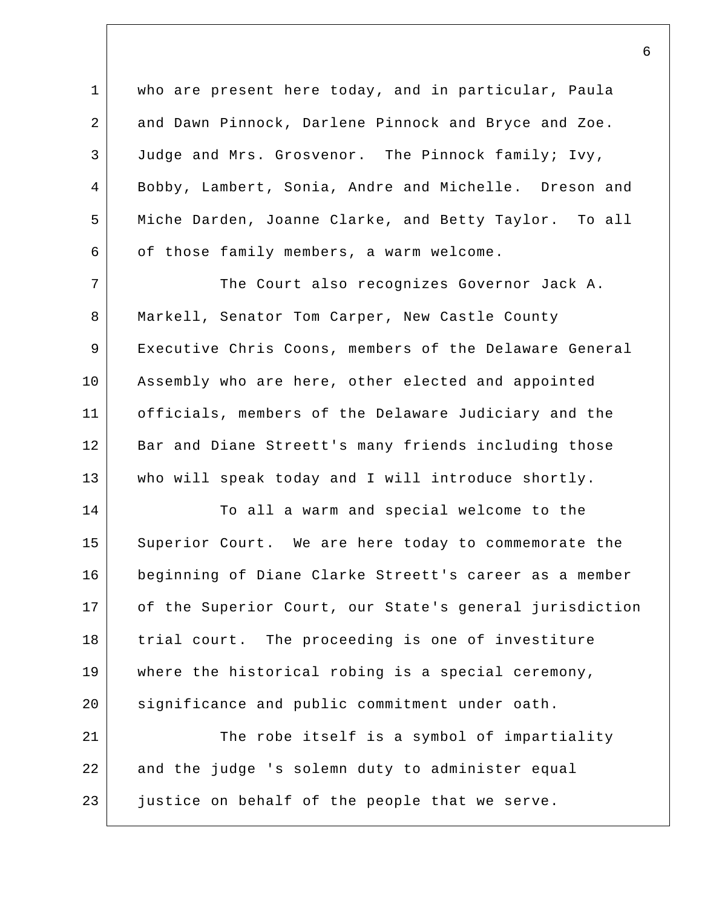who are present here today, and in particular, Paula and Dawn Pinnock, Darlene Pinnock and Bryce and Zoe. Judge and Mrs. Grosvenor. The Pinnock family; Ivy, Bobby, Lambert, Sonia, Andre and Michelle. Dreson and Miche Darden, Joanne Clarke, and Betty Taylor. To all of those family members, a warm welcome.

The Court also recognizes Governor Jack A. Markell, Senator Tom Carper, New Castle County Executive Chris Coons, members of the Delaware General Assembly who are here, other elected and appointed officials, members of the Delaware Judiciary and the Bar and Diane Streett's many friends including those who will speak today and I will introduce shortly.

To all a warm and special welcome to the Superior Court. We are here today to commemorate the beginning of Diane Clarke Streett's career as a member of the Superior Court, our State's general jurisdiction trial court. The proceeding is one of investiture where the historical robing is a special ceremony, significance and public commitment under oath.

The robe itself is a symbol of impartiality and the judge 's solemn duty to administer equal justice on behalf of the people that we serve.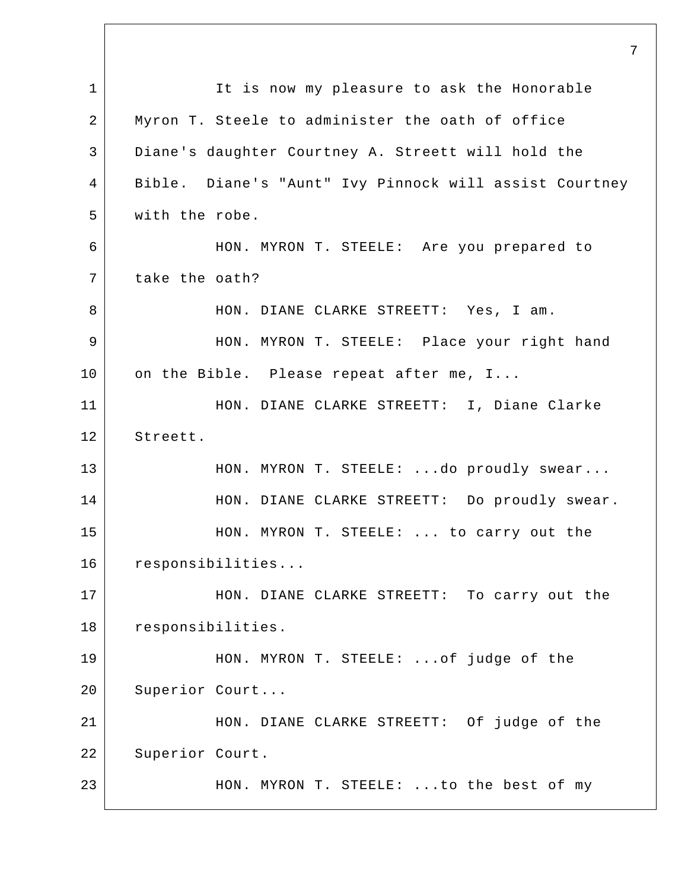It is now my pleasure to ask the Honorable Myron T. Steele to administer the oath of office Diane's daughter Courtney A. Streett will hold the Bible. Diane's "Aunt" Ivy Pinnock will assist Courtney with the robe.

HON. MYRON T. STEELE: Are you prepared to take the oath?

HON. DIANE CLARKE STREETT: Yes, I am.

HON. MYRON T. STEELE: Place your right hand on the Bible. Please repeat after me, I...

HON. DIANE CLARKE STREETT: I, Diane Clarke Streett.

HON. MYRON T. STEELE: ...do proudly swear...

HON. DIANE CLARKE STREETT: Do proudly swear.

HON. MYRON T. STEELE: ... to carry out the responsibilities...

HON. DIANE CLARKE STREETT: To carry out the responsibilities.

HON. MYRON T. STEELE: ...of judge of the Superior Court...

HON. DIANE CLARKE STREETT: Of judge of the Superior Court.

HON. MYRON T. STEELE: ...to the best of my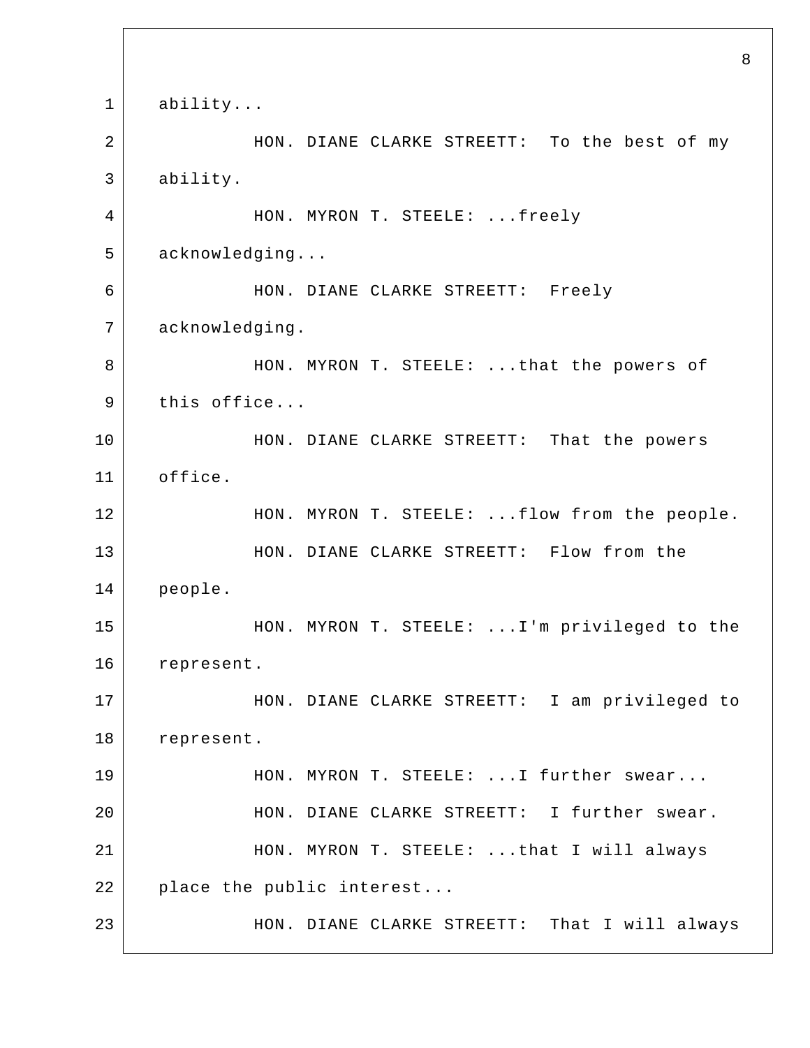ability...

HON. DIANE CLARKE STREETT: To the best of my ability.

HON. MYRON T. STEELE: ...freely acknowledging...

HON. DIANE CLARKE STREETT: Freely acknowledging.

HON. MYRON T. STEELE: ...that the powers of this office...

HON. DIANE CLARKE STREETT: That the powers office.

HON. MYRON T. STEELE: ...flow from the people.

HON. DIANE CLARKE STREETT: Flow from the people.

HON. MYRON T. STEELE: ...I'm privileged to the represent.

HON. DIANE CLARKE STREETT: I am privileged to represent.

HON. MYRON T. STEELE: ...I further swear...

HON. DIANE CLARKE STREETT: I further swear.

HON. MYRON T. STEELE: ...that I will always place the public interest...

HON. DIANE CLARKE STREETT: That I will always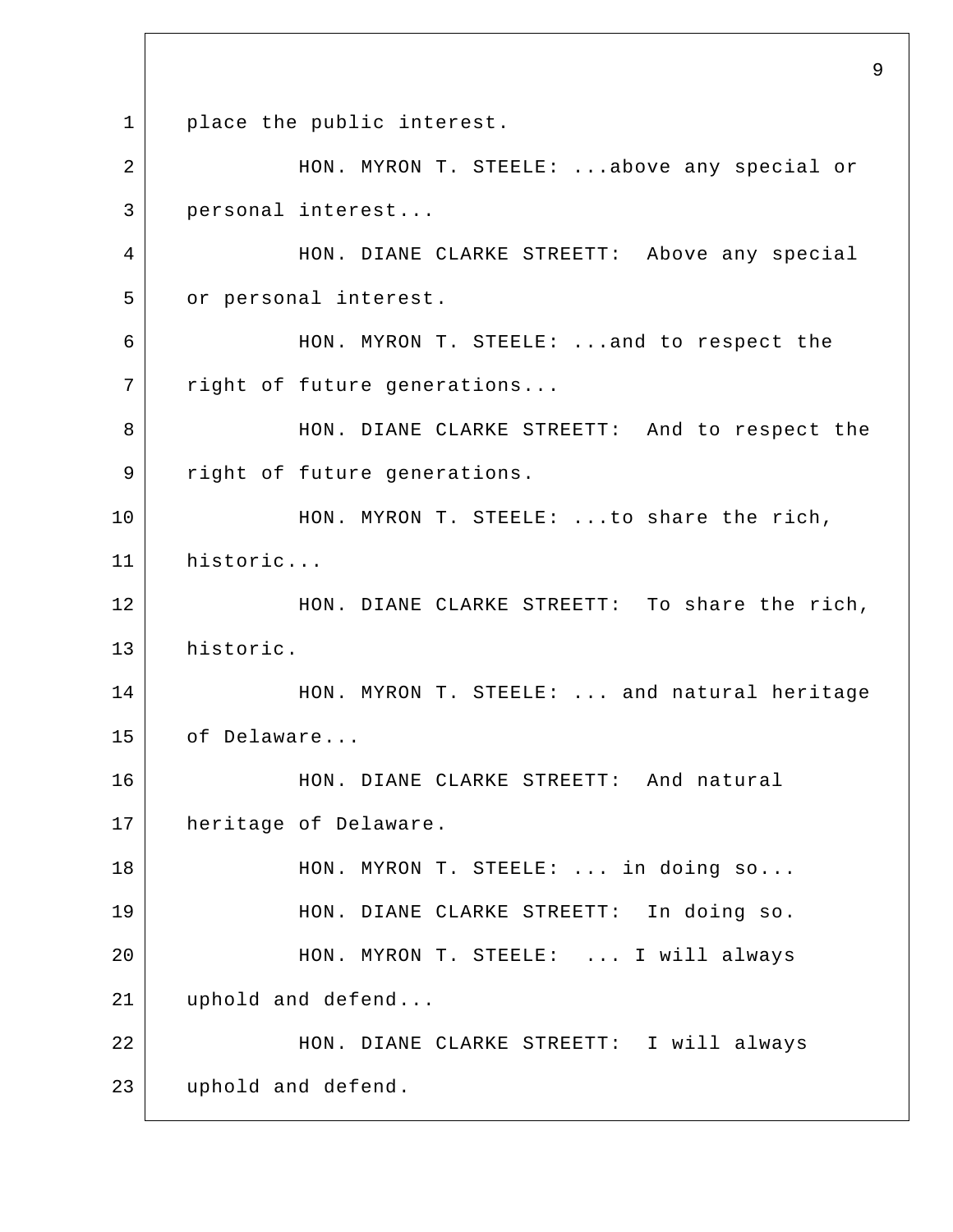place the public interest.

HON. MYRON T. STEELE: ...above any special or personal interest...

HON. DIANE CLARKE STREETT: Above any special or personal interest.

HON. MYRON T. STEELE: ...and to respect the right of future generations...

HON. DIANE CLARKE STREETT: And to respect the right of future generations.

HON. MYRON T. STEELE: ...to share the rich, historic...

HON. DIANE CLARKE STREETT: To share the rich, historic.

HON. MYRON T. STEELE: ... and natural heritage of Delaware...

HON. DIANE CLARKE STREETT: And natural heritage of Delaware.

HON. MYRON T. STEELE: ... in doing so...

HON. DIANE CLARKE STREETT: In doing so.

HON. MYRON T. STEELE: ... I will always uphold and defend...

HON. DIANE CLARKE STREETT: I will always uphold and defend.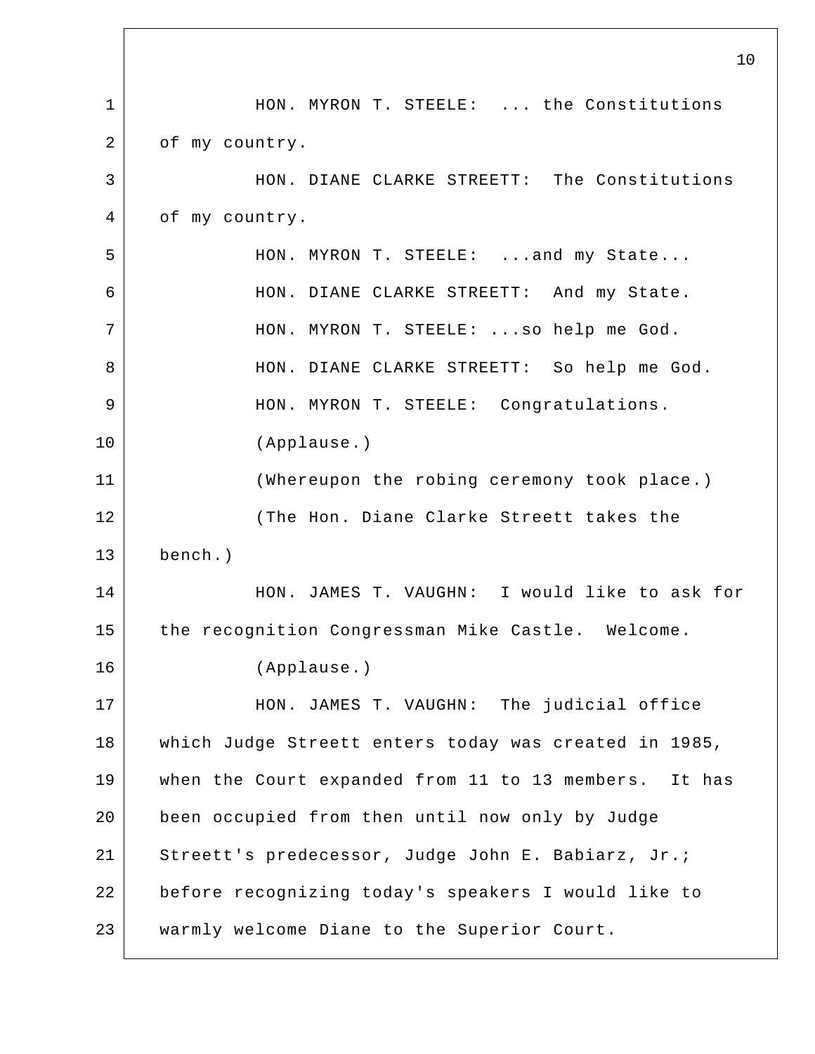HON. MYRON T. STEELE: ... the Constitutions of my country.

HON. DIANE CLARKE STREETT: The Constitutions of my country.

HON. MYRON T. STEELE: ...and my State...

HON. DIANE CLARKE STREETT: And my State.

HON. MYRON T. STEELE: ...so help me God.

HON. DIANE CLARKE STREETT: So help me God.

HON. MYRON T. STEELE: Congratulations.

(Applause.)

(Whereupon the robing ceremony took place.)

(The Hon. Diane Clarke Streett takes the bench.)

HON. JAMES T. VAUGHN: I would like to ask for the recognition Congressman Mike Castle. Welcome.

(Applause.)

HON. JAMES T. VAUGHN: The judicial office which Judge Streett enters today was created in 1985, when the Court expanded from 11 to 13 members. It has been occupied from then until now only by Judge Streett's predecessor, Judge John E. Babiarz, Jr.; before recognizing today's speakers I would like to warmly welcome Diane to the Superior Court.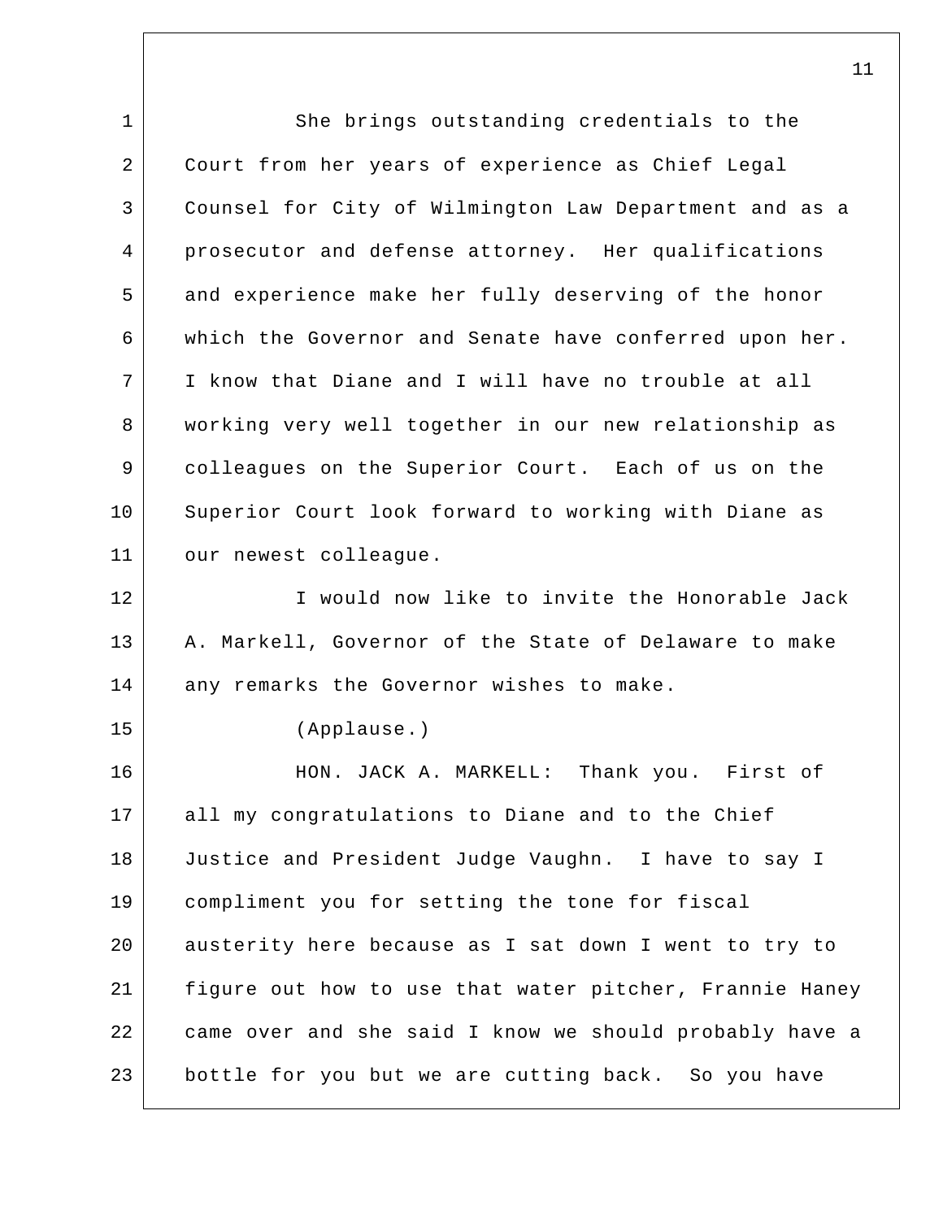She brings outstanding credentials to the Court from her years of experience as Chief Legal Counsel for City of Wilmington Law Department and as a prosecutor and defense attorney. Her qualifications and experience make her fully deserving of the honor which the Governor and Senate have conferred upon her. I know that Diane and I will have no trouble at all working very well together in our new relationship as colleagues on the Superior Court. Each of us on the Superior Court look forward to working with Diane as our newest colleague.

I would now like to invite the Honorable Jack A. Markell, Governor of the State of Delaware to make any remarks the Governor wishes to make.

(Applause.)

HON. JACK A. MARKELL: Thank you. First of all my congratulations to Diane and to the Chief Justice and President Judge Vaughn. I have to say I compliment you for setting the tone for fiscal austerity here because as I sat down I went to try to figure out how to use that water pitcher, Frannie Haney came over and she said I know we should probably have a bottle for you but we are cutting back. So you have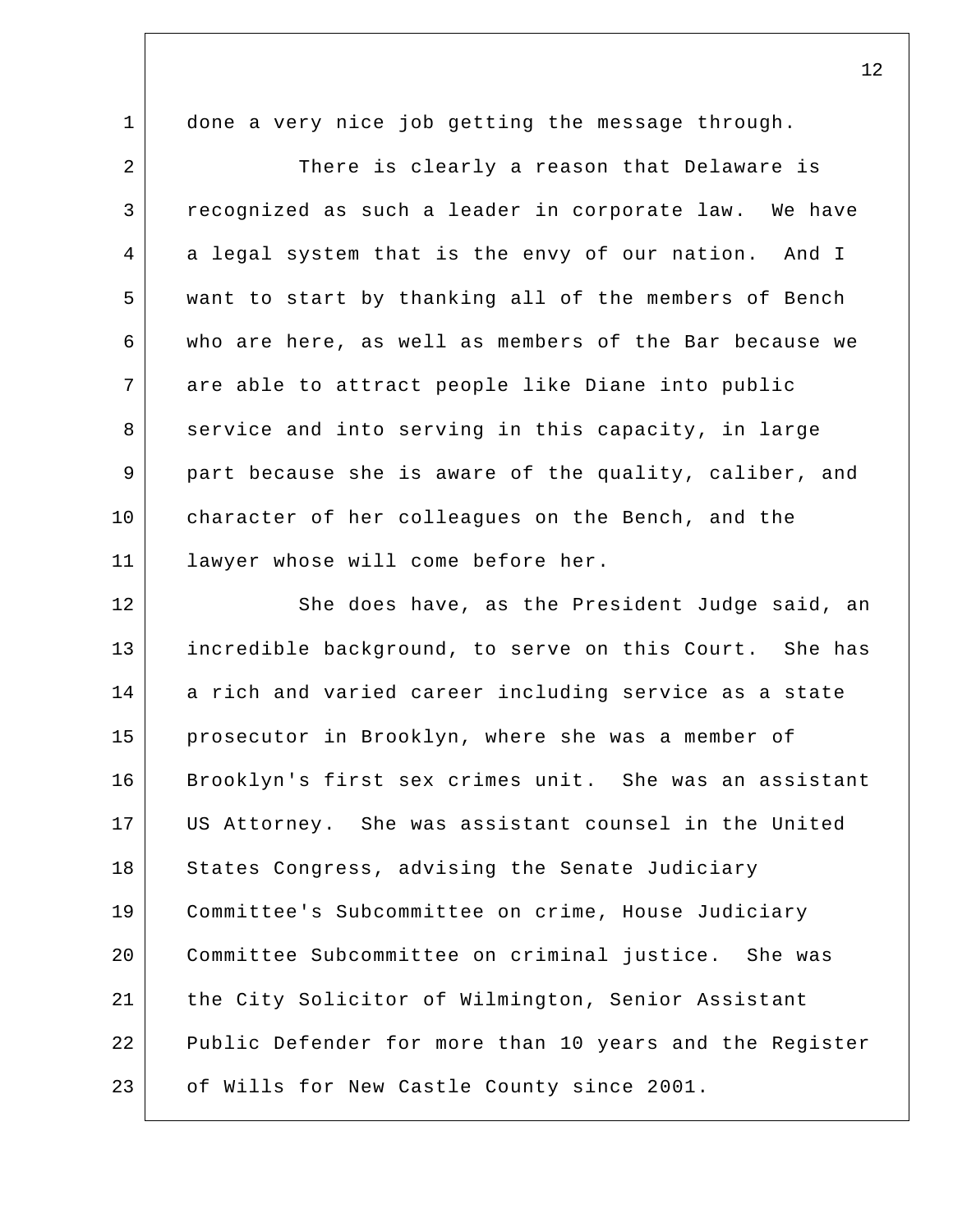done a very nice job getting the message through.

There is clearly a reason that Delaware is recognized as such a leader in corporate law. We have a legal system that is the envy of our nation. And I want to start by thanking all of the members of Bench who are here, as well as members of the Bar because we are able to attract people like Diane into public service and into serving in this capacity, in large part because she is aware of the quality, caliber, and character of her colleagues on the Bench, and the lawyer whose will come before her.

She does have, as the President Judge said, an incredible background, to serve on this Court. She has a rich and varied career including service as a state prosecutor in Brooklyn, where she was a member of Brooklyn's first sex crimes unit. She was an assistant US Attorney. She was assistant counsel in the United States Congress, advising the Senate Judiciary Committee's Subcommittee on crime, House Judiciary Committee Subcommittee on criminal justice. She was the City Solicitor of Wilmington, Senior Assistant Public Defender for more than 10 years and the Register of Wills for New Castle County since 2001.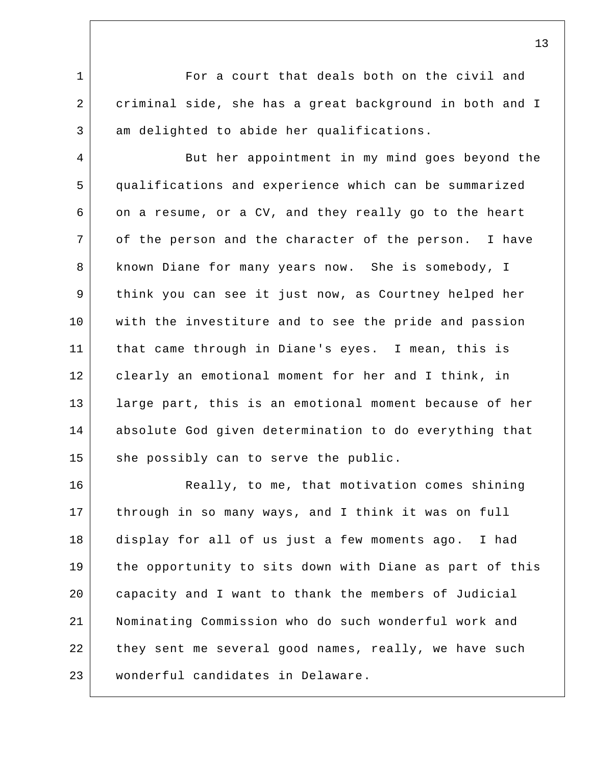For a court that deals both on the civil and criminal side, she has a great background in both and I am delighted to abide her qualifications.

But her appointment in my mind goes beyond the qualifications and experience which can be summarized on a resume, or a CV, and they really go to the heart of the person and the character of the person. I have known Diane for many years now. She is somebody, I think you can see it just now, as Courtney helped her with the investiture and to see the pride and passion that came through in Diane's eyes. I mean, this is clearly an emotional moment for her and I think, in large part, this is an emotional moment because of her absolute God given determination to do everything that she possibly can to serve the public.

Really, to me, that motivation comes shining through in so many ways, and I think it was on full display for all of us just a few moments ago. I had the opportunity to sits down with Diane as part of this capacity and I want to thank the members of Judicial Nominating Commission who do such wonderful work and they sent me several good names, really, we have such wonderful candidates in Delaware.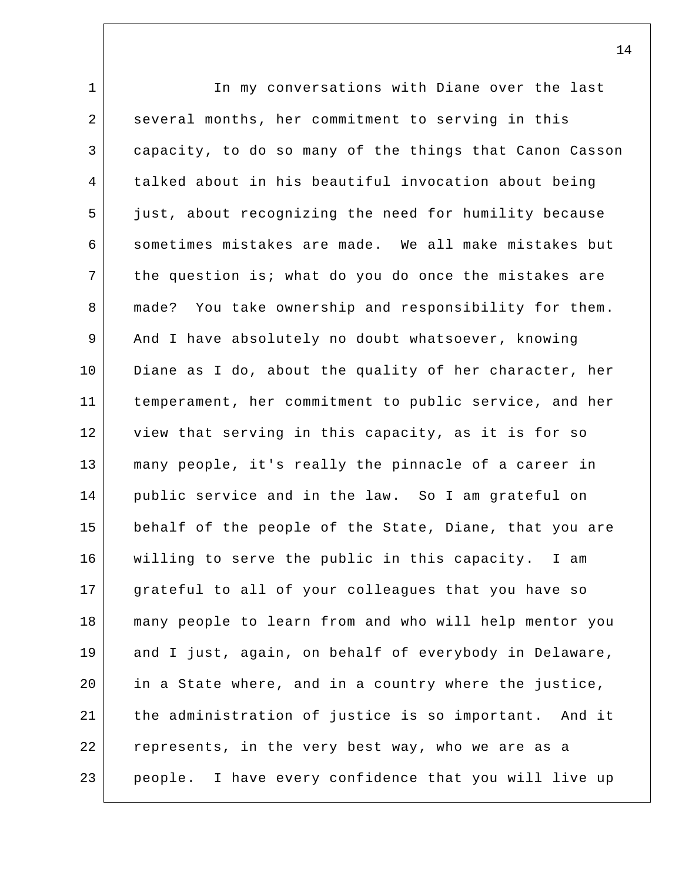In my conversations with Diane over the last several months, her commitment to serving in this capacity, to do so many of the things that Canon Casson talked about in his beautiful invocation about being just, about recognizing the need for humility because sometimes mistakes are made. We all make mistakes but the question is; what do you do once the mistakes are made? You take ownership and responsibility for them. And I have absolutely no doubt whatsoever, knowing Diane as I do, about the quality of her character, her temperament, her commitment to public service, and her view that serving in this capacity, as it is for so many people, it's really the pinnacle of a career in public service and in the law. So I am grateful on behalf of the people of the State, Diane, that you are willing to serve the public in this capacity. I am grateful to all of your colleagues that you have so many people to learn from and who will help mentor you and I just, again, on behalf of everybody in Delaware, in a State where, and in a country where the justice, the administration of justice is so important. And it represents, in the very best way, who we are as a people. I have every confidence that you will live up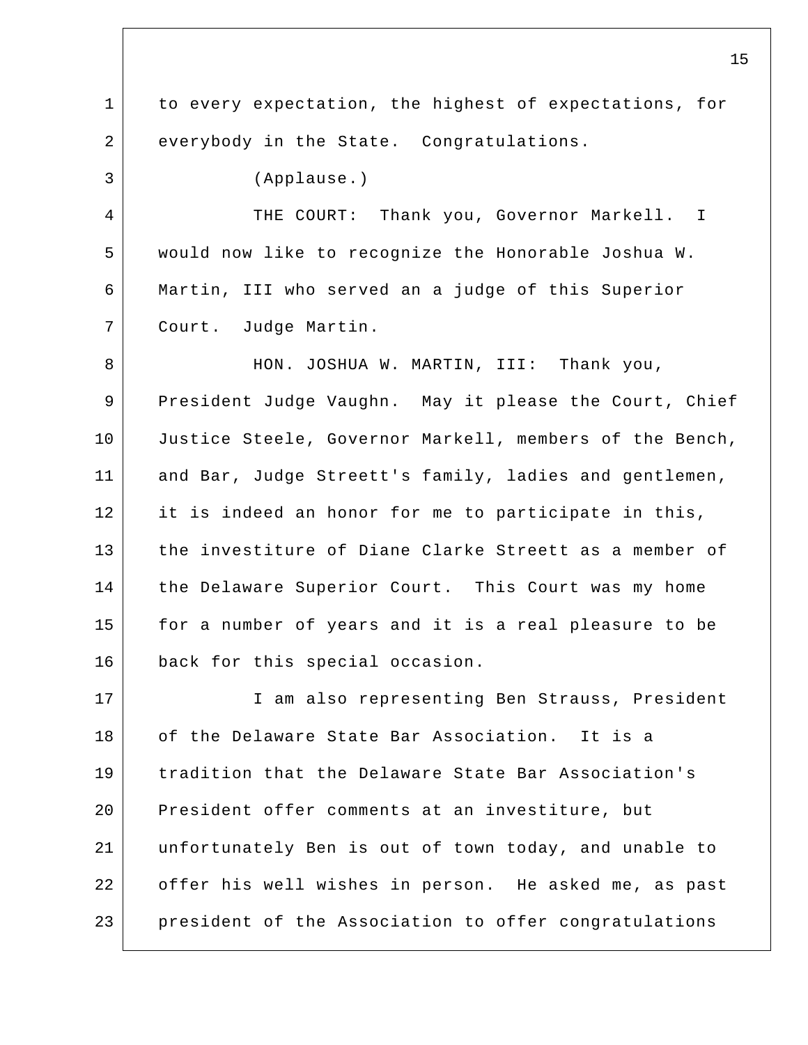to every expectation, the highest of expectations, for everybody in the State. Congratulations.

(Applause.)

THE COURT: Thank you, Governor Markell. I would now like to recognize the Honorable Joshua W. Martin, III who served an a judge of this Superior Court. Judge Martin.

HON. JOSHUA W. MARTIN, III: Thank you, President Judge Vaughn. May it please the Court, Chief Justice Steele, Governor Markell, members of the Bench, and Bar, Judge Streett's family, ladies and gentlemen, it is indeed an honor for me to participate in this, the investiture of Diane Clarke Streett as a member of the Delaware Superior Court. This Court was my home for a number of years and it is a real pleasure to be back for this special occasion.

I am also representing Ben Strauss, President of the Delaware State Bar Association. It is a tradition that the Delaware State Bar Association's President offer comments at an investiture, but unfortunately Ben is out of town today, and unable to offer his well wishes in person. He asked me, as past president of the Association to offer congratulations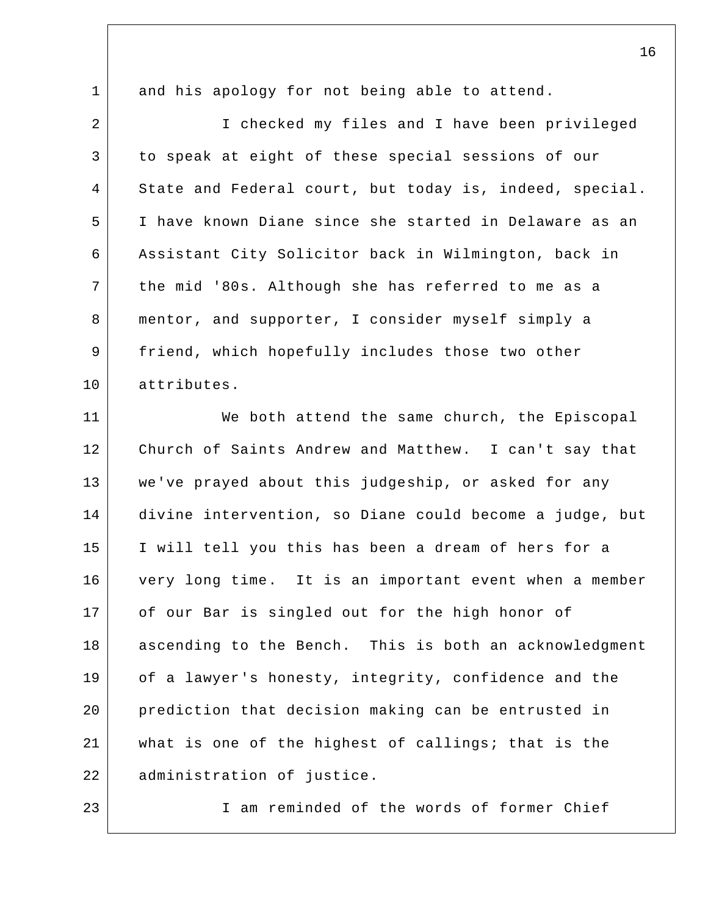and his apology for not being able to attend.

I checked my files and I have been privileged to speak at eight of these special sessions of our State and Federal court, but today is, indeed, special. I have known Diane since she started in Delaware as an Assistant City Solicitor back in Wilmington, back in the mid '80s. Although she has referred to me as a mentor, and supporter, I consider myself simply a friend, which hopefully includes those two other attributes.

We both attend the same church, the Episcopal Church of Saints Andrew and Matthew. I can't say that we've prayed about this judgeship, or asked for any divine intervention, so Diane could become a judge, but I will tell you this has been a dream of hers for a very long time. It is an important event when a member of our Bar is singled out for the high honor of ascending to the Bench. This is both an acknowledgment of a lawyer's honesty, integrity, confidence and the prediction that decision making can be entrusted in what is one of the highest of callings; that is the administration of justice.

I am reminded of the words of former Chief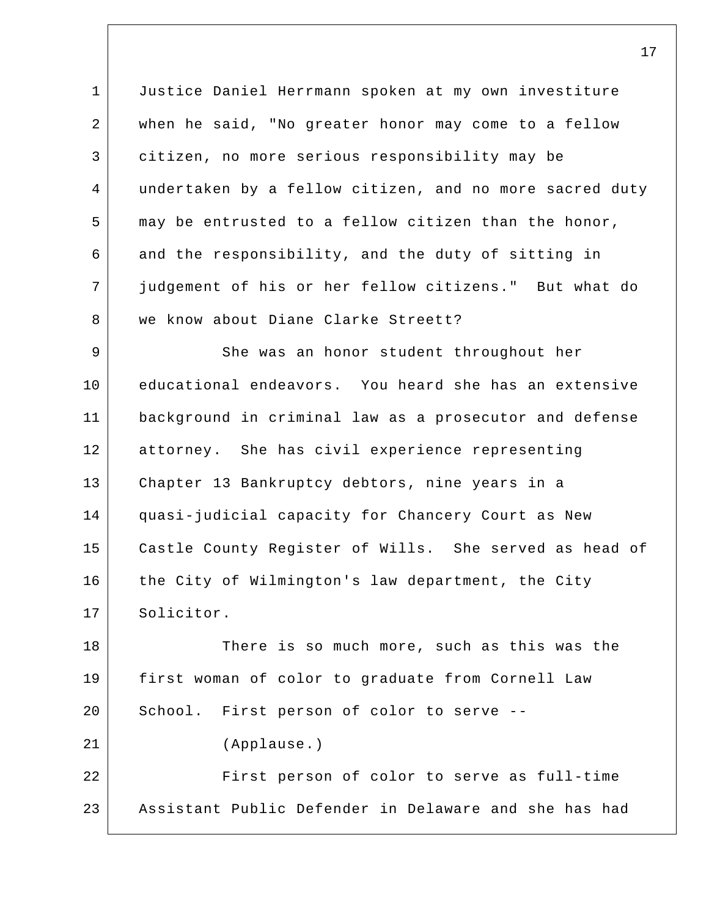Justice Daniel Herrmann spoken at my own investiture when he said, "No greater honor may come to a fellow citizen, no more serious responsibility may be undertaken by a fellow citizen, and no more sacred duty may be entrusted to a fellow citizen than the honor, and the responsibility, and the duty of sitting in judgement of his or her fellow citizens." But what do we know about Diane Clarke Streett?

She was an honor student throughout her educational endeavors. You heard she has an extensive background in criminal law as a prosecutor and defense attorney. She has civil experience representing Chapter 13 Bankruptcy debtors, nine years in a quasi-judicial capacity for Chancery Court as New Castle County Register of Wills. She served as head of the City of Wilmington's law department, the City Solicitor.

There is so much more, such as this was the first woman of color to graduate from Cornell Law School. First person of color to serve --

(Applause.)

First person of color to serve as full-time Assistant Public Defender in Delaware and she has had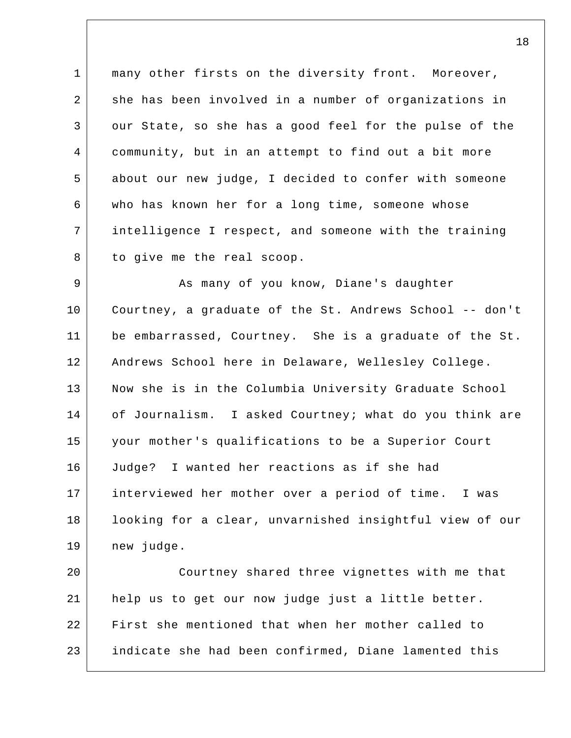many other firsts on the diversity front. Moreover, she has been involved in a number of organizations in our State, so she has a good feel for the pulse of the community, but in an attempt to find out a bit more about our new judge, I decided to confer with someone who has known her for a long time, someone whose intelligence I respect, and someone with the training to give me the real scoop.

As many of you know, Diane's daughter Courtney, a graduate of the St. Andrews School -- don't be embarrassed, Courtney. She is a graduate of the St. Andrews School here in Delaware, Wellesley College. Now she is in the Columbia University Graduate School of Journalism. I asked Courtney; what do you think are your mother's qualifications to be a Superior Court Judge? I wanted her reactions as if she had interviewed her mother over a period of time. I was looking for a clear, unvarnished insightful view of our new judge.

Courtney shared three vignettes with me that help us to get our now judge just a little better. First she mentioned that when her mother called to indicate she had been confirmed, Diane lamented this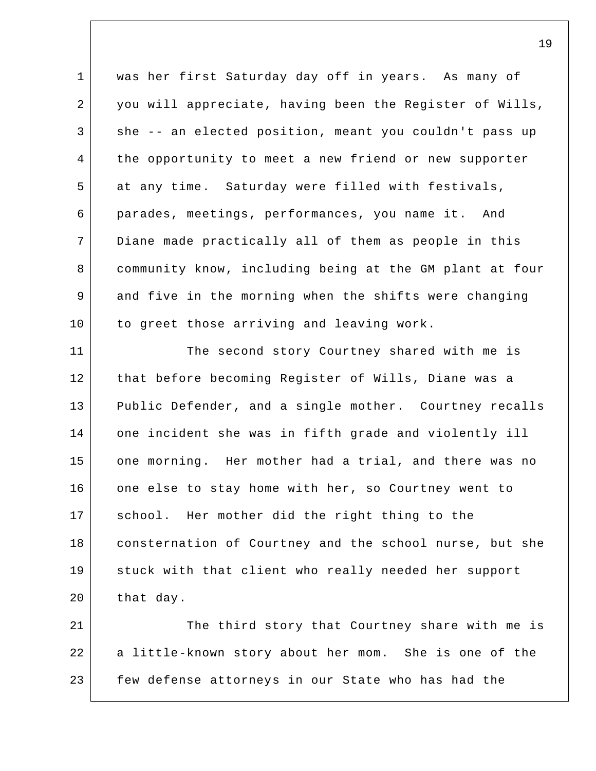was her first Saturday day off in years. As many of you will appreciate, having been the Register of Wills, she -- an elected position, meant you couldn't pass up the opportunity to meet a new friend or new supporter at any time. Saturday were filled with festivals, parades, meetings, performances, you name it. And Diane made practically all of them as people in this community know, including being at the GM plant at four and five in the morning when the shifts were changing to greet those arriving and leaving work.

The second story Courtney shared with me is that before becoming Register of Wills, Diane was a Public Defender, and a single mother. Courtney recalls one incident she was in fifth grade and violently ill one morning. Her mother had a trial, and there was no one else to stay home with her, so Courtney went to school. Her mother did the right thing to the consternation of Courtney and the school nurse, but she stuck with that client who really needed her support that day.

The third story that Courtney share with me is a little-known story about her mom. She is one of the few defense attorneys in our State who has had the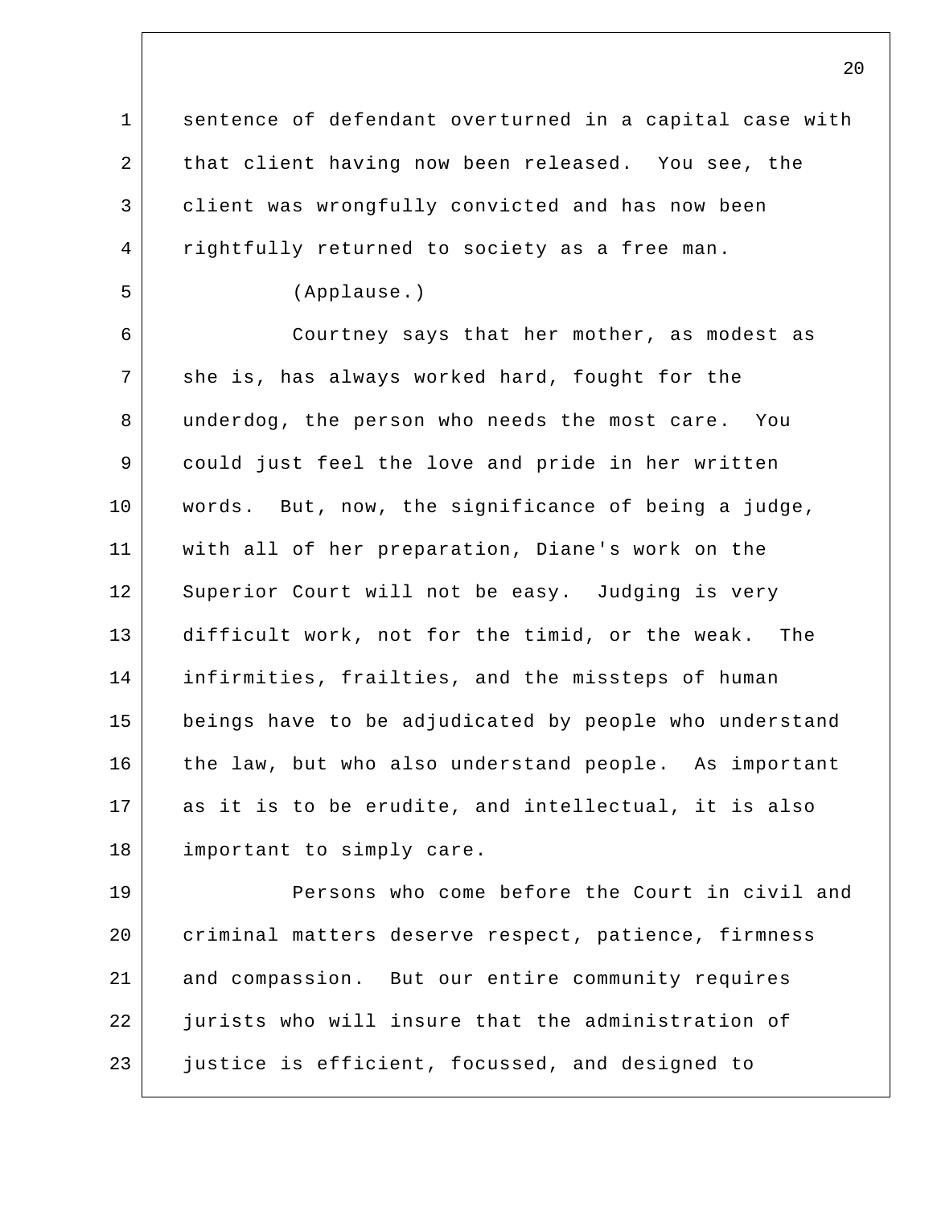sentence of defendant overturned in a capital case with that client having now been released. You see, the client was wrongfully convicted and has now been rightfully returned to society as a free man.

(Applause.)

Courtney says that her mother, as modest as she is, has always worked hard, fought for the underdog, the person who needs the most care. You could just feel the love and pride in her written words. But, now, the significance of being a judge, with all of her preparation, Diane's work on the Superior Court will not be easy. Judging is very difficult work, not for the timid, or the weak. The infirmities, frailties, and the missteps of human beings have to be adjudicated by people who understand the law, but who also understand people. As important as it is to be erudite, and intellectual, it is also important to simply care.

Persons who come before the Court in civil and criminal matters deserve respect, patience, firmness and compassion. But our entire community requires jurists who will insure that the administration of justice is efficient, focussed, and designed to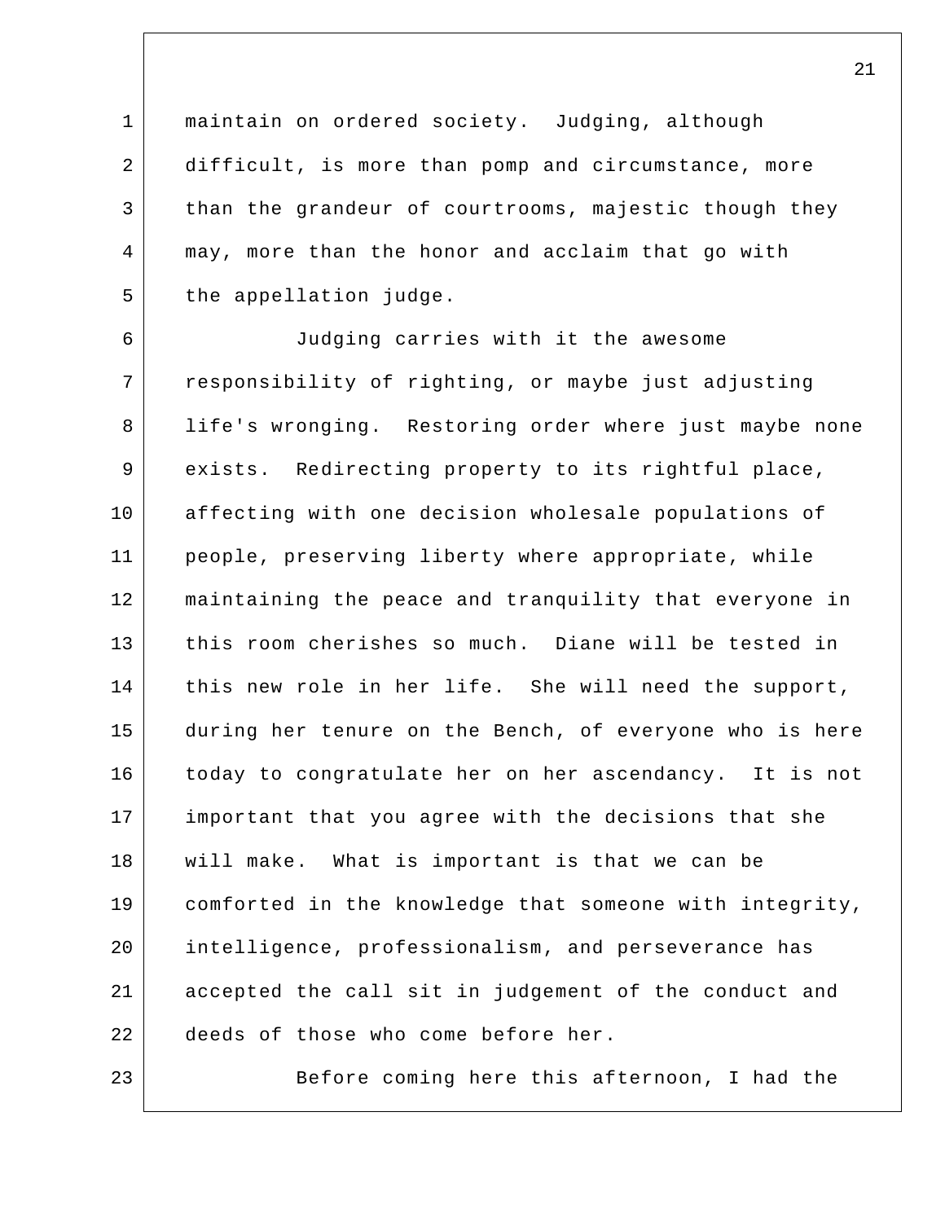maintain on ordered society. Judging, although difficult, is more than pomp and circumstance, more than the grandeur of courtrooms, majestic though they may, more than the honor and acclaim that go with the appellation judge.

Judging carries with it the awesome responsibility of righting, or maybe just adjusting life's wronging. Restoring order where just maybe none exists. Redirecting property to its rightful place, affecting with one decision wholesale populations of people, preserving liberty where appropriate, while maintaining the peace and tranquility that everyone in this room cherishes so much. Diane will be tested in this new role in her life. She will need the support, during her tenure on the Bench, of everyone who is here today to congratulate her on her ascendancy. It is not important that you agree with the decisions that she will make. What is important is that we can be comforted in the knowledge that someone with integrity, intelligence, professionalism, and perseverance has accepted the call sit in judgement of the conduct and deeds of those who come before her.

Before coming here this afternoon, I had the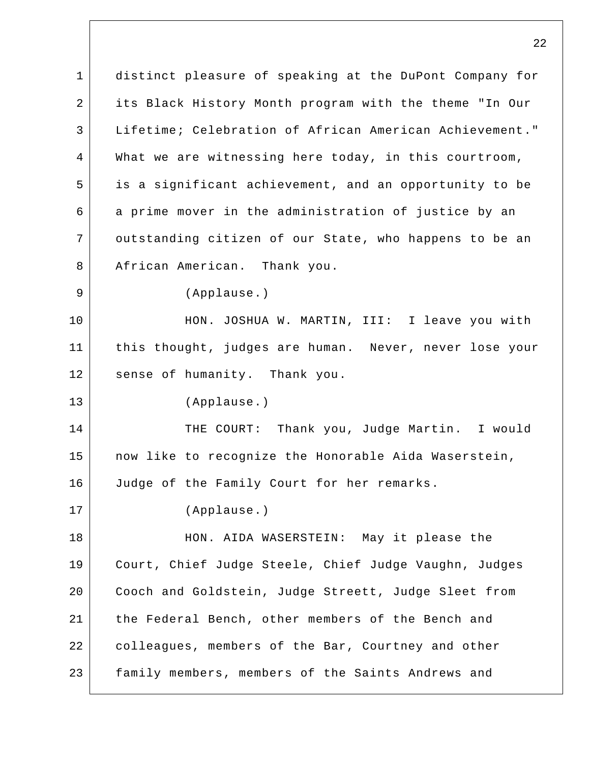distinct pleasure of speaking at the DuPont Company for its Black History Month program with the theme "In Our Lifetime; Celebration of African American Achievement." What we are witnessing here today, in this courtroom, is a significant achievement, and an opportunity to be a prime mover in the administration of justice by an outstanding citizen of our State, who happens to be an African American. Thank you.

(Applause.)

HON. JOSHUA W. MARTIN, III: I leave you with this thought, judges are human. Never, never lose your sense of humanity. Thank you.

(Applause.)

THE COURT: Thank you, Judge Martin. I would now like to recognize the Honorable Aida Waserstein, Judge of the Family Court for her remarks.

(Applause.)

HON. AIDA WASERSTEIN: May it please the Court, Chief Judge Steele, Chief Judge Vaughn, Judges Cooch and Goldstein, Judge Streett, Judge Sleet from the Federal Bench, other members of the Bench and colleagues, members of the Bar, Courtney and other family members, members of the Saints Andrews and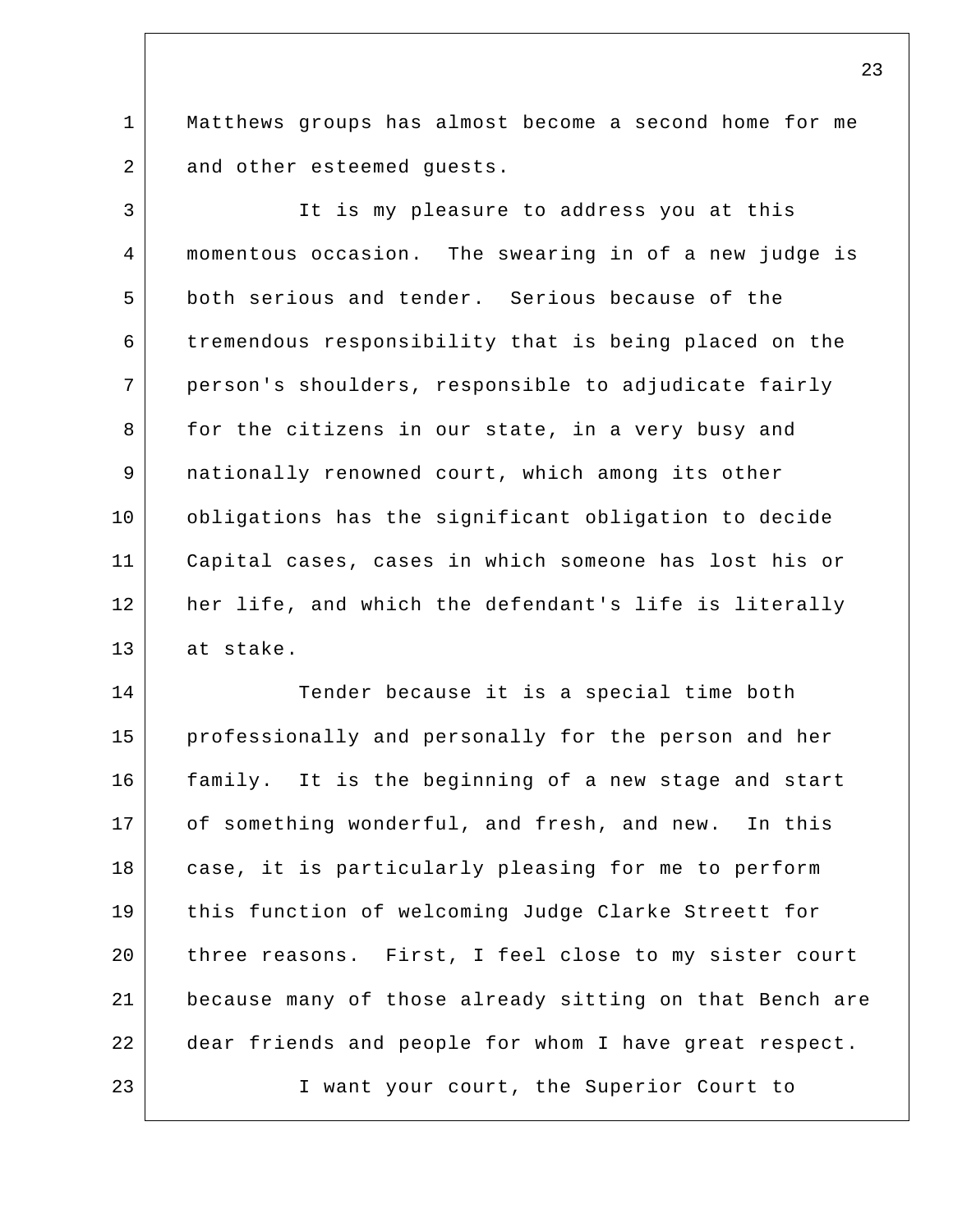Matthews groups has almost become a second home for me and other esteemed guests.

It is my pleasure to address you at this momentous occasion. The swearing in of a new judge is both serious and tender. Serious because of the tremendous responsibility that is being placed on the person's shoulders, responsible to adjudicate fairly for the citizens in our state, in a very busy and nationally renowned court, which among its other obligations has the significant obligation to decide Capital cases, cases in which someone has lost his or her life, and which the defendant's life is literally at stake.

Tender because it is a special time both professionally and personally for the person and her family. It is the beginning of a new stage and start of something wonderful, and fresh, and new. In this case, it is particularly pleasing for me to perform this function of welcoming Judge Clarke Streett for three reasons. First, I feel close to my sister court because many of those already sitting on that Bench are dear friends and people for whom I have great respect.

I want your court, the Superior Court to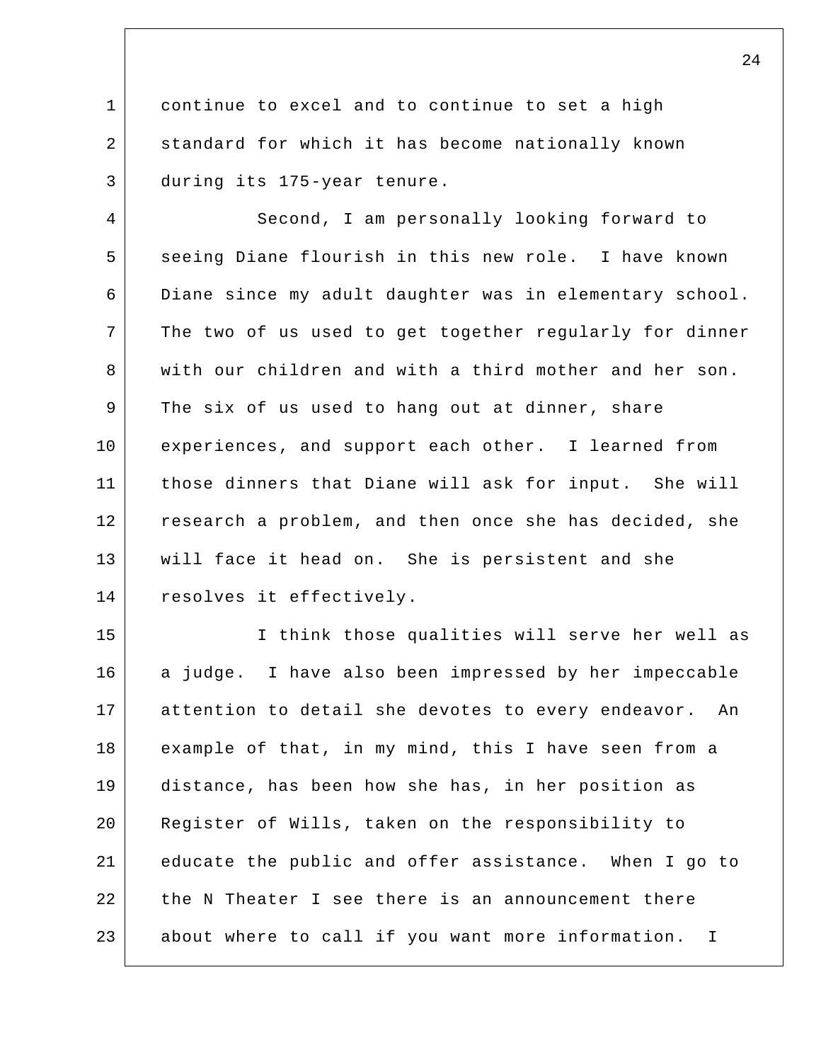continue to excel and to continue to set a high standard for which it has become nationally known during its 175-year tenure.

Second, I am personally looking forward to seeing Diane flourish in this new role. I have known Diane since my adult daughter was in elementary school. The two of us used to get together regularly for dinner with our children and with a third mother and her son. The six of us used to hang out at dinner, share experiences, and support each other. I learned from those dinners that Diane will ask for input. She will research a problem, and then once she has decided, she will face it head on. She is persistent and she resolves it effectively.

I think those qualities will serve her well as a judge. I have also been impressed by her impeccable attention to detail she devotes to every endeavor. An example of that, in my mind, this I have seen from a distance, has been how she has, in her position as Register of Wills, taken on the responsibility to educate the public and offer assistance. When I go to the N Theater I see there is an announcement there about where to call if you want more information. I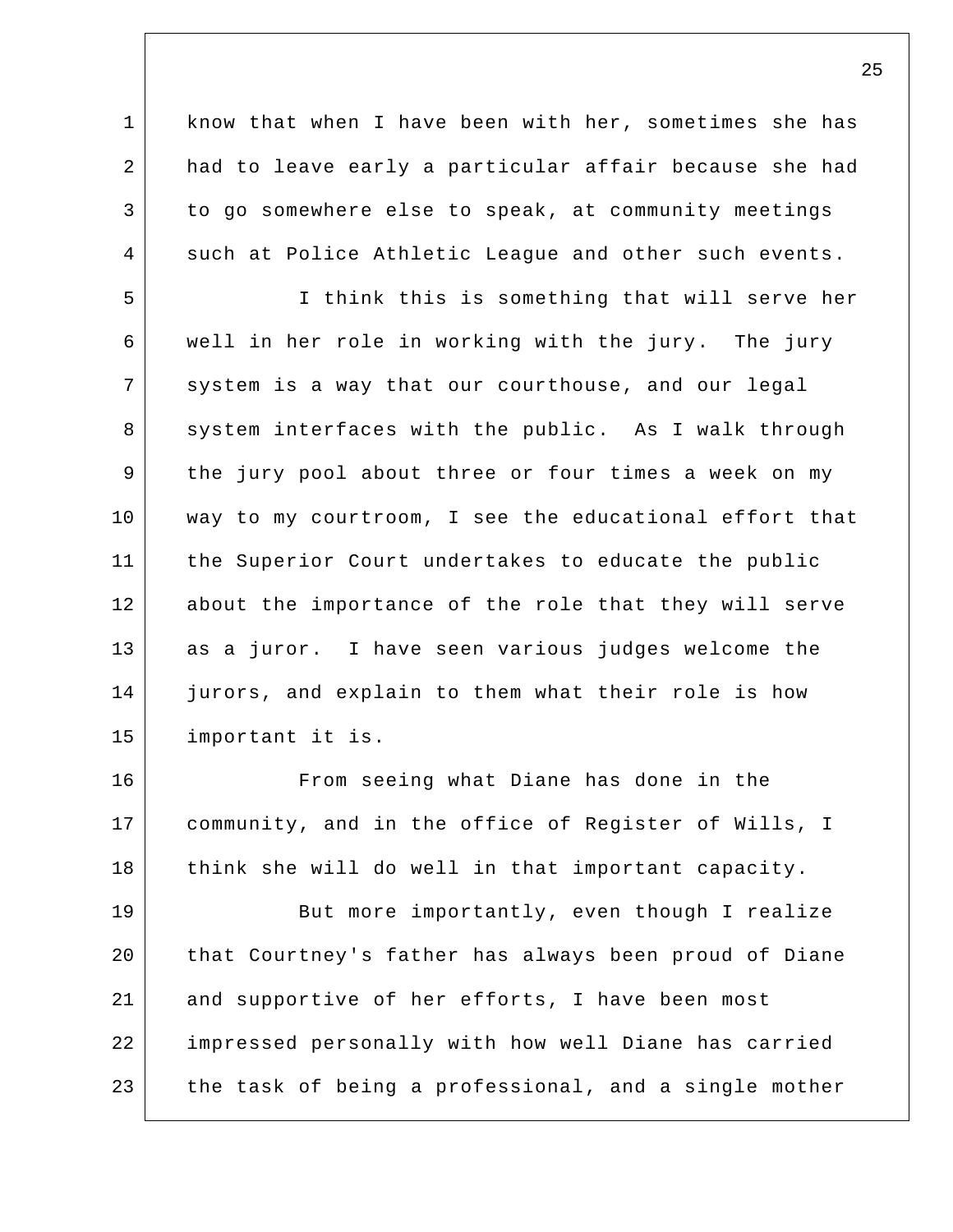know that when I have been with her, sometimes she has had to leave early a particular affair because she had to go somewhere else to speak, at community meetings such at Police Athletic League and other such events.

I think this is something that will serve her well in her role in working with the jury. The jury system is a way that our courthouse, and our legal system interfaces with the public. As I walk through the jury pool about three or four times a week on my way to my courtroom, I see the educational effort that the Superior Court undertakes to educate the public about the importance of the role that they will serve as a juror. I have seen various judges welcome the jurors, and explain to them what their role is how important it is.

From seeing what Diane has done in the community, and in the office of Register of Wills, I think she will do well in that important capacity.

But more importantly, even though I realize that Courtney's father has always been proud of Diane and supportive of her efforts, I have been most impressed personally with how well Diane has carried the task of being a professional, and a single mother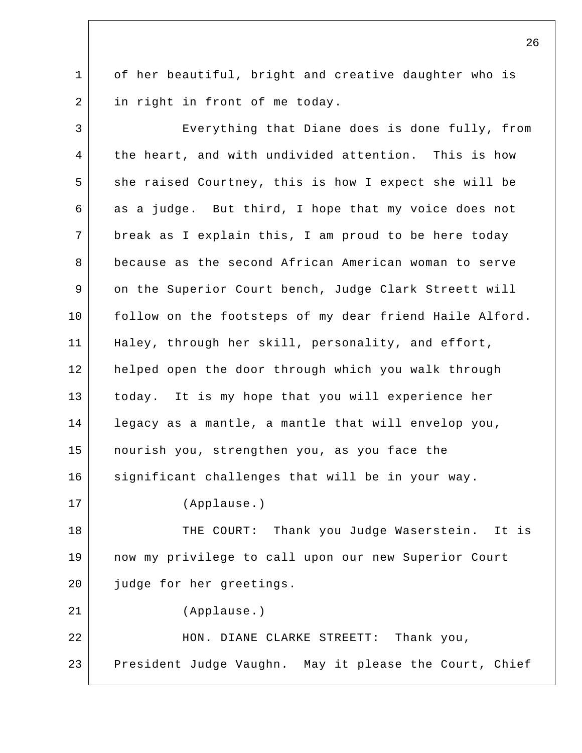of her beautiful, bright and creative daughter who is in right in front of me today.

Everything that Diane does is done fully, from the heart, and with undivided attention. This is how she raised Courtney, this is how I expect she will be as a judge. But third, I hope that my voice does not break as I explain this, I am proud to be here today because as the second African American woman to serve on the Superior Court bench, Judge Clark Streett will follow on the footsteps of my dear friend Haile Alford. Haley, through her skill, personality, and effort, helped open the door through which you walk through today. It is my hope that you will experience her legacy as a mantle, a mantle that will envelop you, nourish you, strengthen you, as you face the significant challenges that will be in your way.

(Applause.)

THE COURT: Thank you Judge Waserstein. It is now my privilege to call upon our new Superior Court judge for her greetings.

(Applause.)

HON. DIANE CLARKE STREETT: Thank you, President Judge Vaughn. May it please the Court, Chief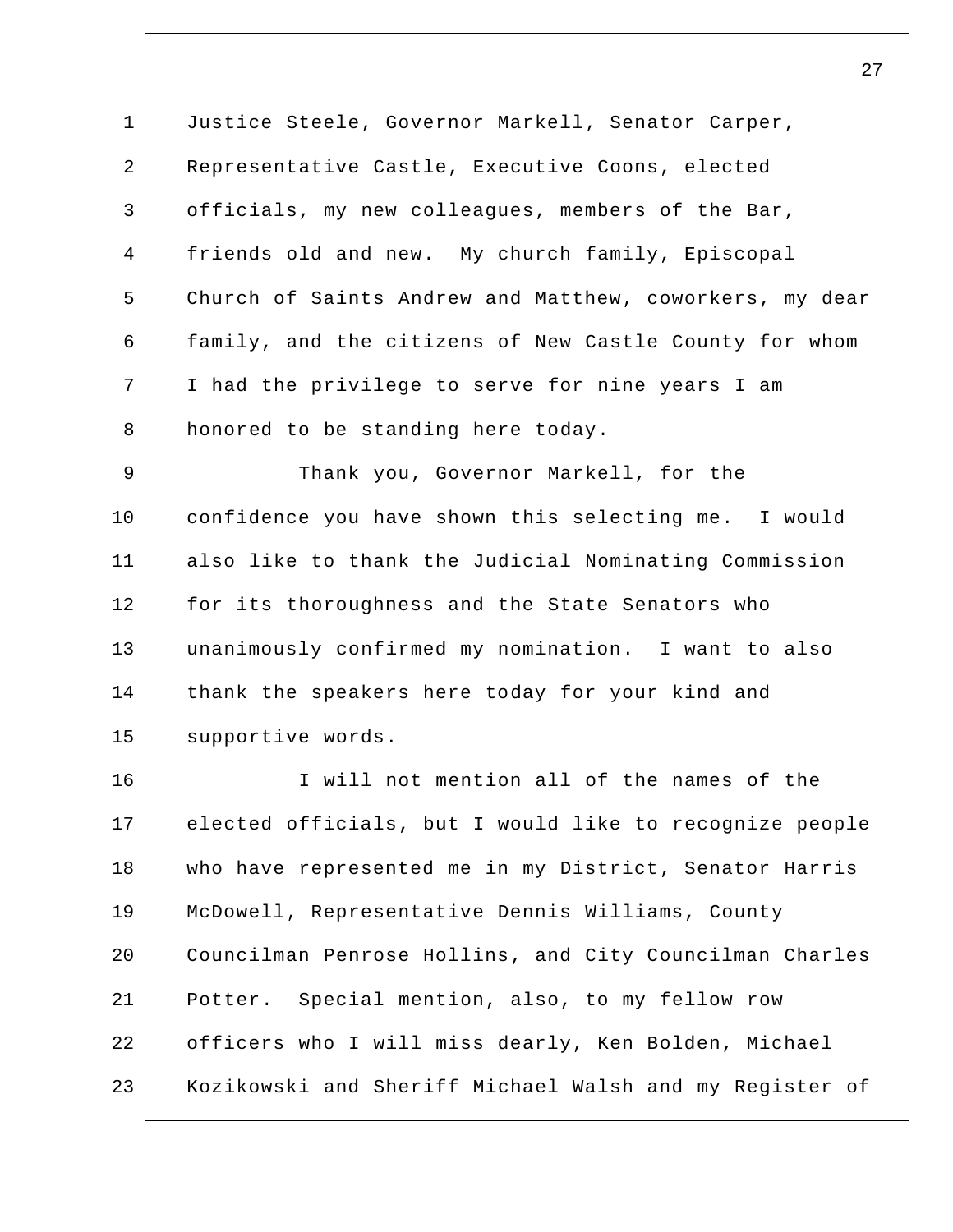Justice Steele, Governor Markell, Senator Carper, Representative Castle, Executive Coons, elected officials, my new colleagues, members of the Bar, friends old and new. My church family, Episcopal Church of Saints Andrew and Matthew, coworkers, my dear family, and the citizens of New Castle County for whom I had the privilege to serve for nine years I am honored to be standing here today.

Thank you, Governor Markell, for the confidence you have shown this selecting me. I would also like to thank the Judicial Nominating Commission for its thoroughness and the State Senators who unanimously confirmed my nomination. I want to also thank the speakers here today for your kind and supportive words.

I will not mention all of the names of the elected officials, but I would like to recognize people who have represented me in my District, Senator Harris McDowell, Representative Dennis Williams, County Councilman Penrose Hollins, and City Councilman Charles Potter. Special mention, also, to my fellow row officers who I will miss dearly, Ken Bolden, Michael Kozikowski and Sheriff Michael Walsh and my Register of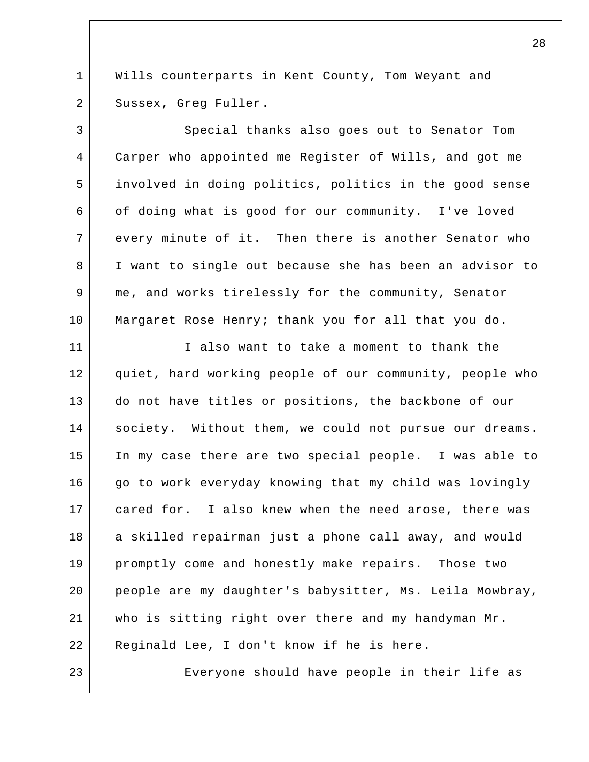Wills counterparts in Kent County, Tom Weyant and Sussex, Greg Fuller.

Special thanks also goes out to Senator Tom Carper who appointed me Register of Wills, and got me involved in doing politics, politics in the good sense of doing what is good for our community. I've loved every minute of it. Then there is another Senator who I want to single out because she has been an advisor to me, and works tirelessly for the community, Senator Margaret Rose Henry; thank you for all that you do.

I also want to take a moment to thank the quiet, hard working people of our community, people who do not have titles or positions, the backbone of our society. Without them, we could not pursue our dreams. In my case there are two special people. I was able to go to work everyday knowing that my child was lovingly cared for. I also knew when the need arose, there was a skilled repairman just a phone call away, and would promptly come and honestly make repairs. Those two people are my daughter's babysitter, Ms. Leila Mowbray, who is sitting right over there and my handyman Mr. Reginald Lee, I don't know if he is here.

Everyone should have people in their life as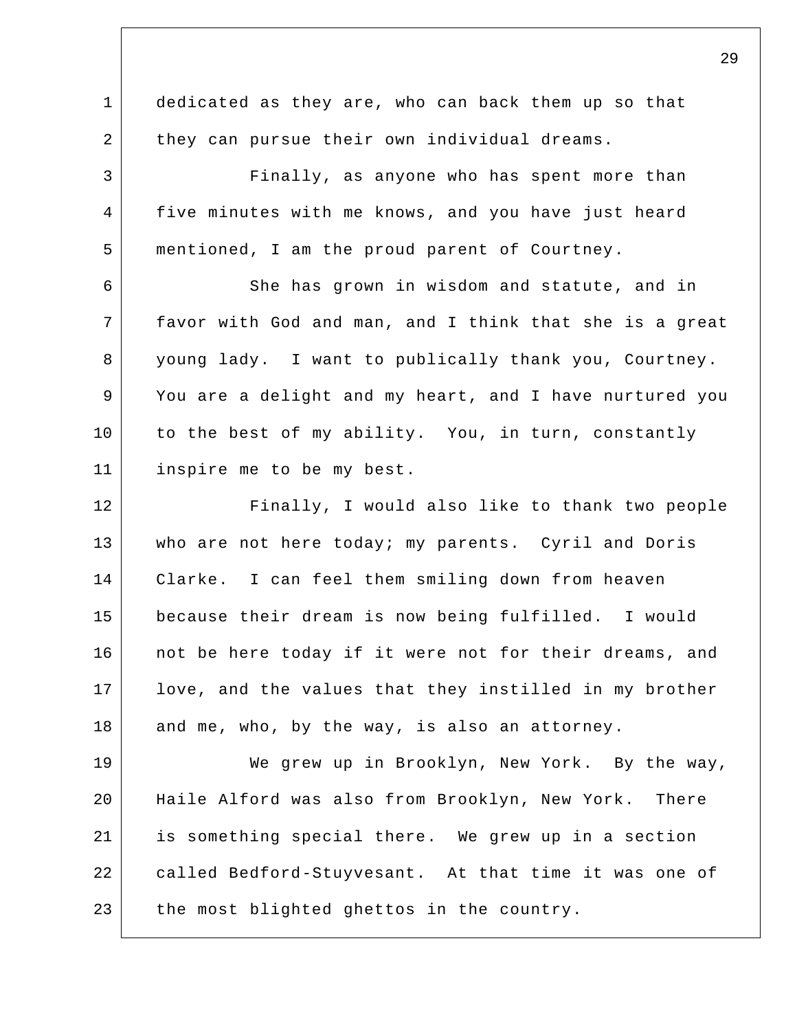dedicated as they are, who can back them up so that they can pursue their own individual dreams.

Finally, as anyone who has spent more than five minutes with me knows, and you have just heard mentioned, I am the proud parent of Courtney.

She has grown in wisdom and statute, and in favor with God and man, and I think that she is a great young lady. I want to publically thank you, Courtney. You are a delight and my heart, and I have nurtured you to the best of my ability. You, in turn, constantly inspire me to be my best.

Finally, I would also like to thank two people who are not here today; my parents. Cyril and Doris Clarke. I can feel them smiling down from heaven because their dream is now being fulfilled. I would not be here today if it were not for their dreams, and love, and the values that they instilled in my brother and me, who, by the way, is also an attorney.

We grew up in Brooklyn, New York. By the way, Haile Alford was also from Brooklyn, New York. There is something special there. We grew up in a section called Bedford-Stuyvesant. At that time it was one of the most blighted ghettos in the country.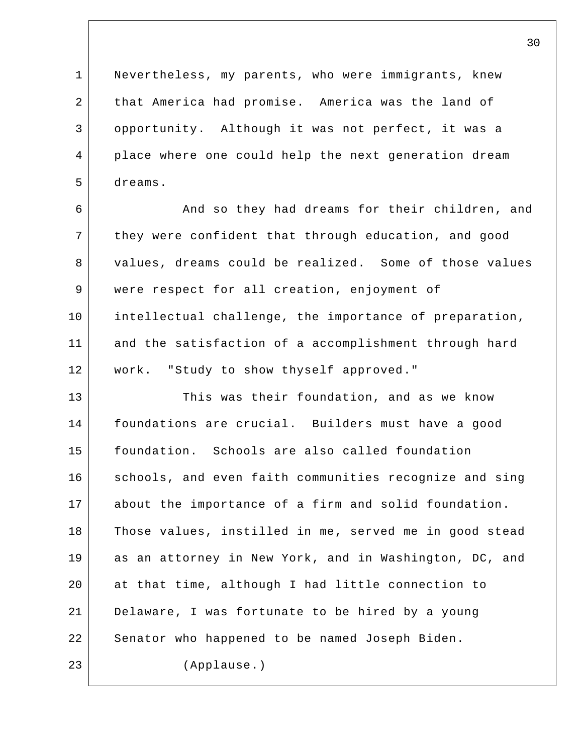Nevertheless, my parents, who were immigrants, knew that America had promise. America was the land of opportunity. Although it was not perfect, it was a place where one could help the next generation dream dreams.

And so they had dreams for their children, and they were confident that through education, and good values, dreams could be realized. Some of those values were respect for all creation, enjoyment of intellectual challenge, the importance of preparation, and the satisfaction of a accomplishment through hard work. "Study to show thyself approved."

This was their foundation, and as we know foundations are crucial. Builders must have a good foundation. Schools are also called foundation schools, and even faith communities recognize and sing about the importance of a firm and solid foundation. Those values, instilled in me, served me in good stead as an attorney in New York, and in Washington, DC, and at that time, although I had little connection to Delaware, I was fortunate to be hired by a young Senator who happened to be named Joseph Biden.

(Applause.)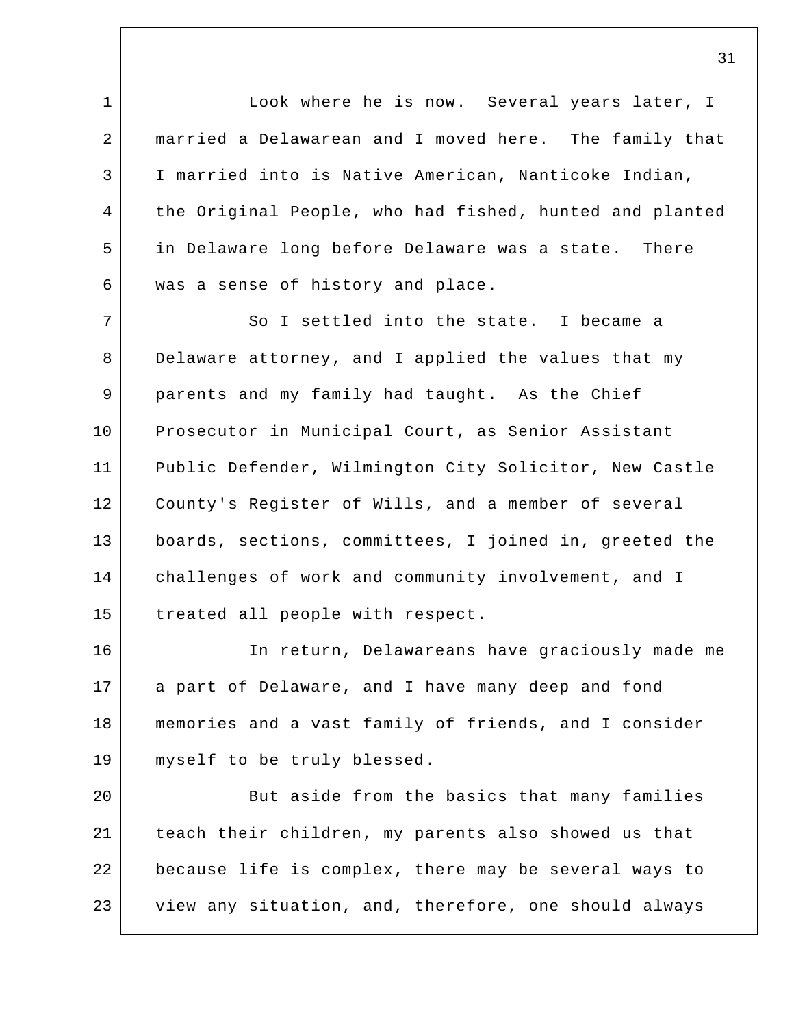Look where he is now. Several years later, I married a Delawarean and I moved here. The family that I married into is Native American, Nanticoke Indian, the Original People, who had fished, hunted and planted in Delaware long before Delaware was a state. There was a sense of history and place.

So I settled into the state. I became a Delaware attorney, and I applied the values that my parents and my family had taught. As the Chief Prosecutor in Municipal Court, as Senior Assistant Public Defender, Wilmington City Solicitor, New Castle County's Register of Wills, and a member of several boards, sections, committees, I joined in, greeted the challenges of work and community involvement, and I treated all people with respect.

In return, Delawareans have graciously made me a part of Delaware, and I have many deep and fond memories and a vast family of friends, and I consider myself to be truly blessed.

But aside from the basics that many families teach their children, my parents also showed us that because life is complex, there may be several ways to view any situation, and, therefore, one should always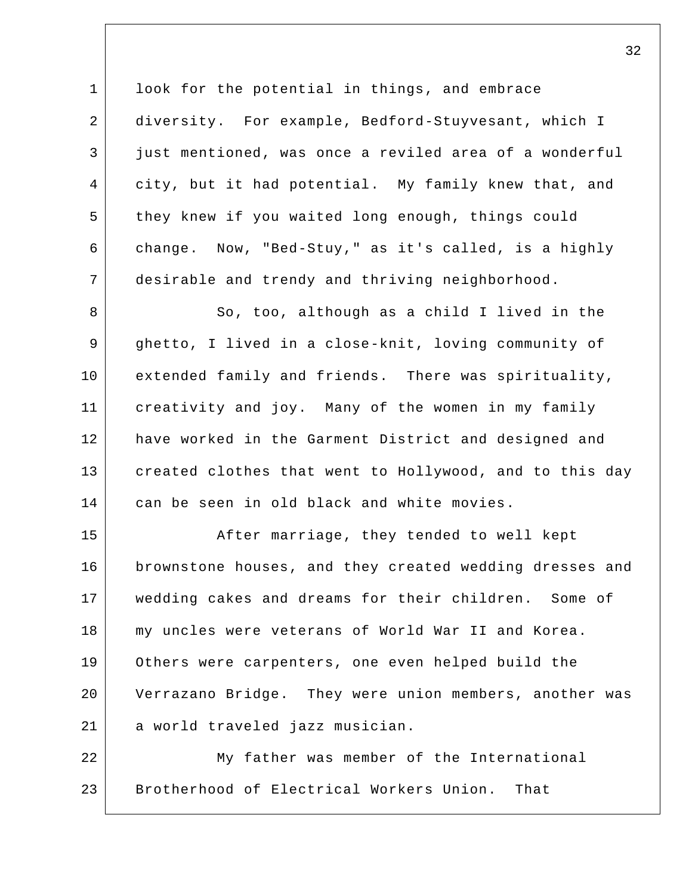look for the potential in things, and embrace diversity. For example, Bedford-Stuyvesant, which I just mentioned, was once a reviled area of a wonderful city, but it had potential. My family knew that, and they knew if you waited long enough, things could change. Now, "Bed-Stuy," as it's called, is a highly desirable and trendy and thriving neighborhood.

So, too, although as a child I lived in the ghetto, I lived in a close-knit, loving community of extended family and friends. There was spirituality, creativity and joy. Many of the women in my family have worked in the Garment District and designed and created clothes that went to Hollywood, and to this day can be seen in old black and white movies.

After marriage, they tended to well kept brownstone houses, and they created wedding dresses and wedding cakes and dreams for their children. Some of my uncles were veterans of World War II and Korea. Others were carpenters, one even helped build the Verrazano Bridge. They were union members, another was a world traveled jazz musician.

My father was member of the International Brotherhood of Electrical Workers Union. That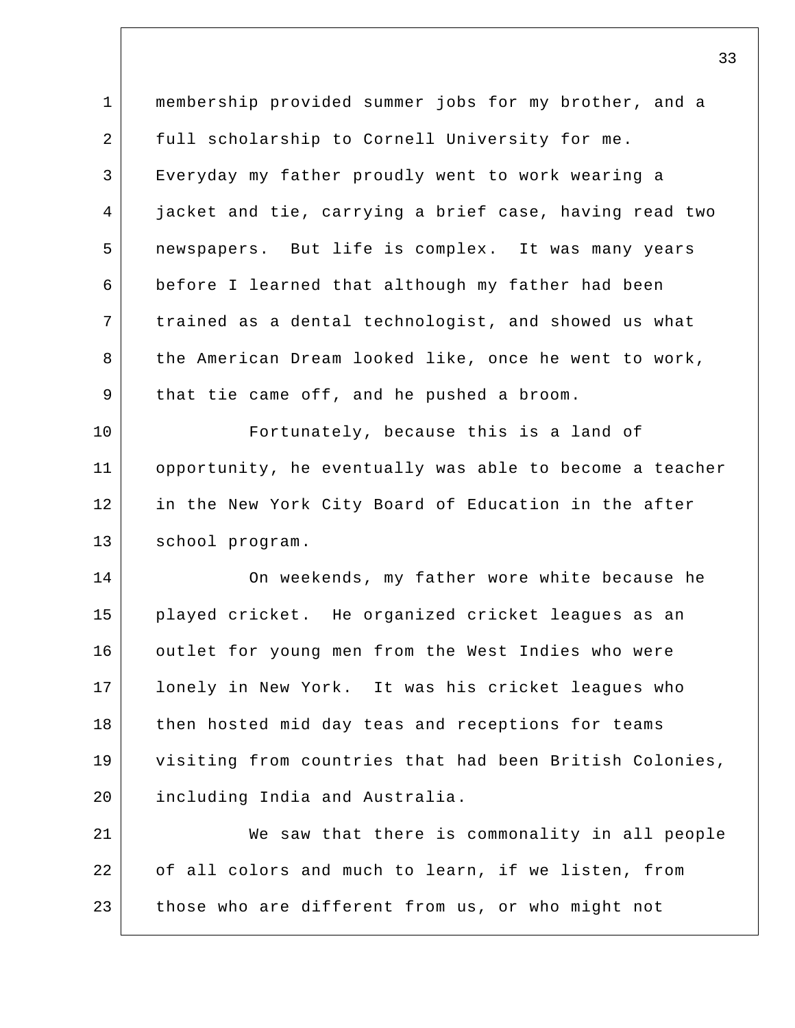membership provided summer jobs for my brother, and a full scholarship to Cornell University for me. Everyday my father proudly went to work wearing a jacket and tie, carrying a brief case, having read two newspapers. But life is complex. It was many years before I learned that although my father had been trained as a dental technologist, and showed us what the American Dream looked like, once he went to work, that tie came off, and he pushed a broom.

Fortunately, because this is a land of opportunity, he eventually was able to become a teacher in the New York City Board of Education in the after school program.

On weekends, my father wore white because he played cricket. He organized cricket leagues as an outlet for young men from the West Indies who were lonely in New York. It was his cricket leagues who then hosted mid day teas and receptions for teams visiting from countries that had been British Colonies, including India and Australia.

We saw that there is commonality in all people of all colors and much to learn, if we listen, from those who are different from us, or who might not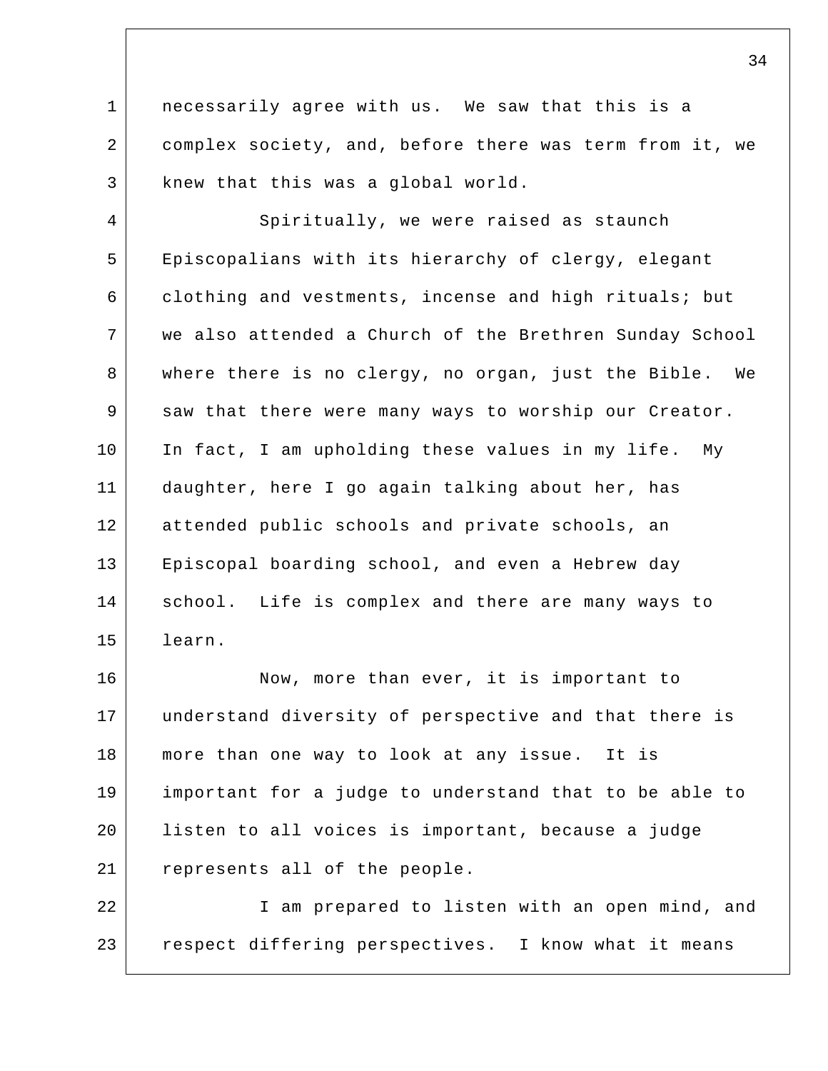necessarily agree with us. We saw that this is a complex society, and, before there was term from it, we knew that this was a global world.

Spiritually, we were raised as staunch Episcopalians with its hierarchy of clergy, elegant clothing and vestments, incense and high rituals; but we also attended a Church of the Brethren Sunday School where there is no clergy, no organ, just the Bible. We saw that there were many ways to worship our Creator. In fact, I am upholding these values in my life. My daughter, here I go again talking about her, has attended public schools and private schools, an Episcopal boarding school, and even a Hebrew day school. Life is complex and there are many ways to learn.

Now, more than ever, it is important to understand diversity of perspective and that there is more than one way to look at any issue. It is important for a judge to understand that to be able to listen to all voices is important, because a judge represents all of the people.

I am prepared to listen with an open mind, and respect differing perspectives. I know what it means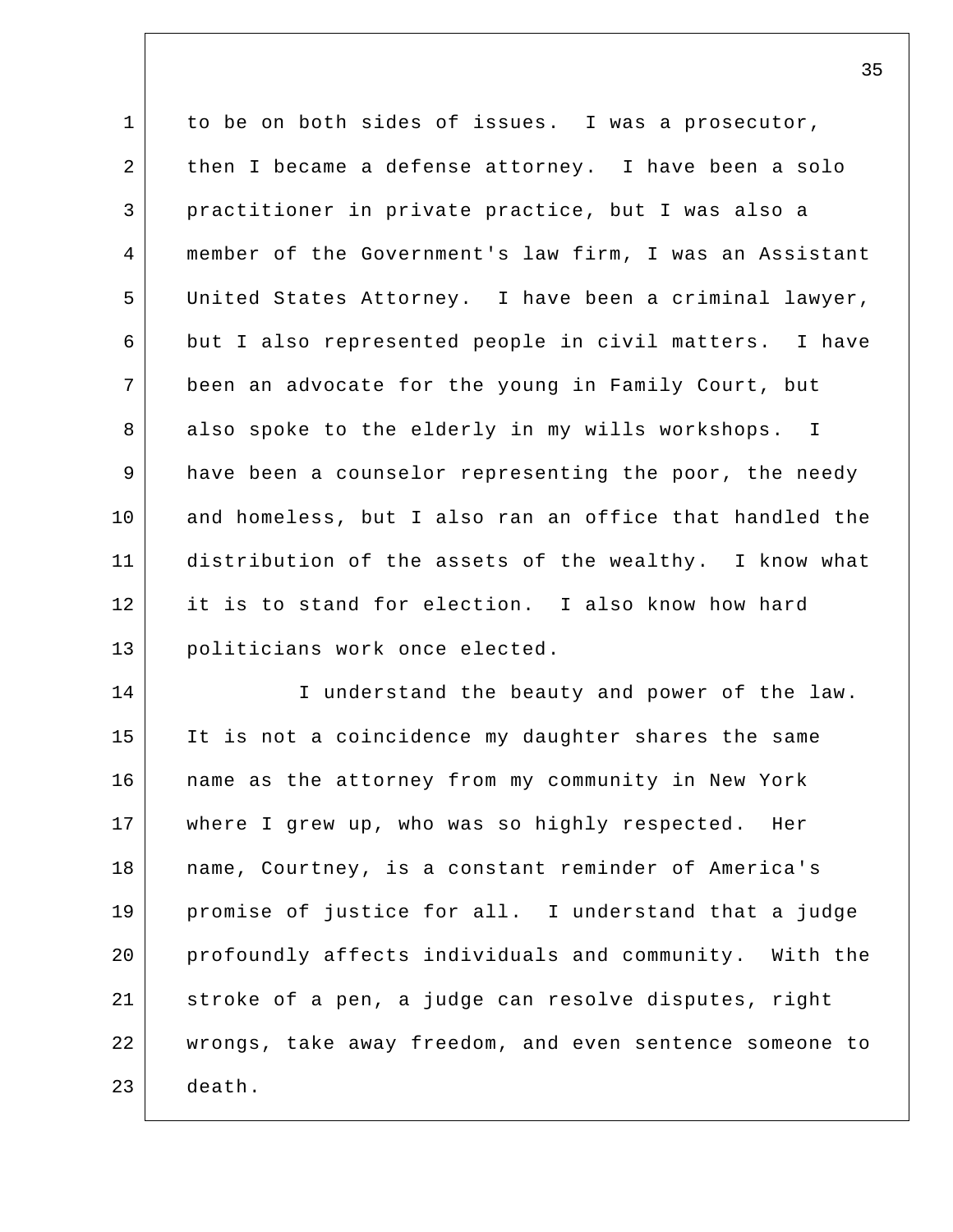to be on both sides of issues. I was a prosecutor, then I became a defense attorney. I have been a solo practitioner in private practice, but I was also a member of the Government's law firm, I was an Assistant United States Attorney. I have been a criminal lawyer, but I also represented people in civil matters. I have been an advocate for the young in Family Court, but also spoke to the elderly in my wills workshops. I have been a counselor representing the poor, the needy and homeless, but I also ran an office that handled the distribution of the assets of the wealthy. I know what it is to stand for election. I also know how hard politicians work once elected.

I understand the beauty and power of the law. It is not a coincidence my daughter shares the same name as the attorney from my community in New York where I grew up, who was so highly respected. Her name, Courtney, is a constant reminder of America's promise of justice for all. I understand that a judge profoundly affects individuals and community. With the stroke of a pen, a judge can resolve disputes, right wrongs, take away freedom, and even sentence someone to death.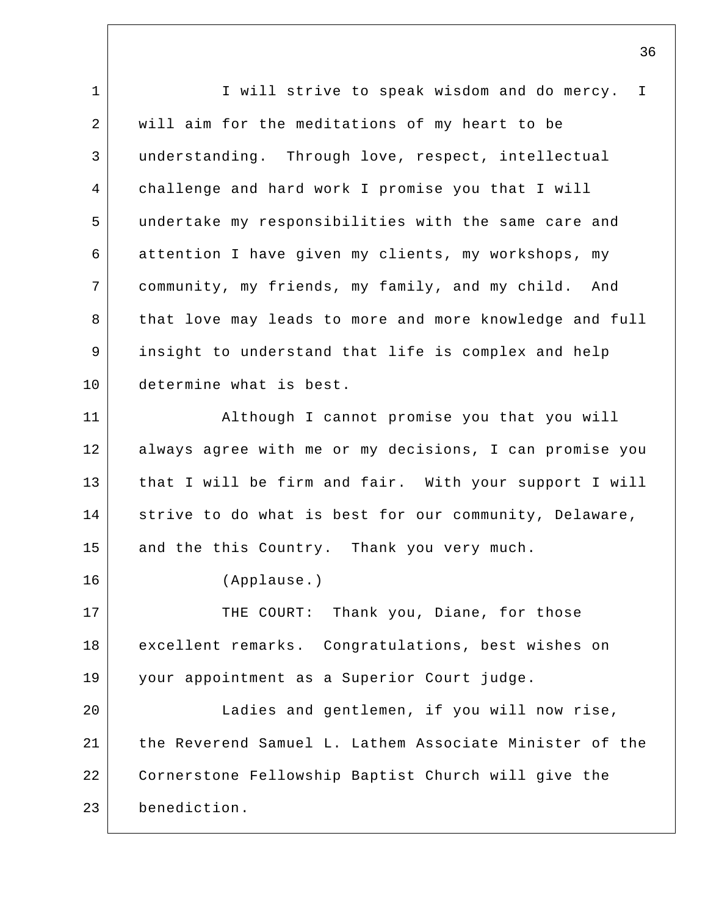I will strive to speak wisdom and do mercy. I will aim for the meditations of my heart to be understanding. Through love, respect, intellectual challenge and hard work I promise you that I will undertake my responsibilities with the same care and attention I have given my clients, my workshops, my community, my friends, my family, and my child. And that love may leads to more and more knowledge and full insight to understand that life is complex and help determine what is best.

Although I cannot promise you that you will always agree with me or my decisions, I can promise you that I will be firm and fair. With your support I will strive to do what is best for our community, Delaware, and the this Country. Thank you very much.

(Applause.)

THE COURT: Thank you, Diane, for those excellent remarks. Congratulations, best wishes on your appointment as a Superior Court judge.

Ladies and gentlemen, if you will now rise, the Reverend Samuel L. Lathem Associate Minister of the Cornerstone Fellowship Baptist Church will give the benediction.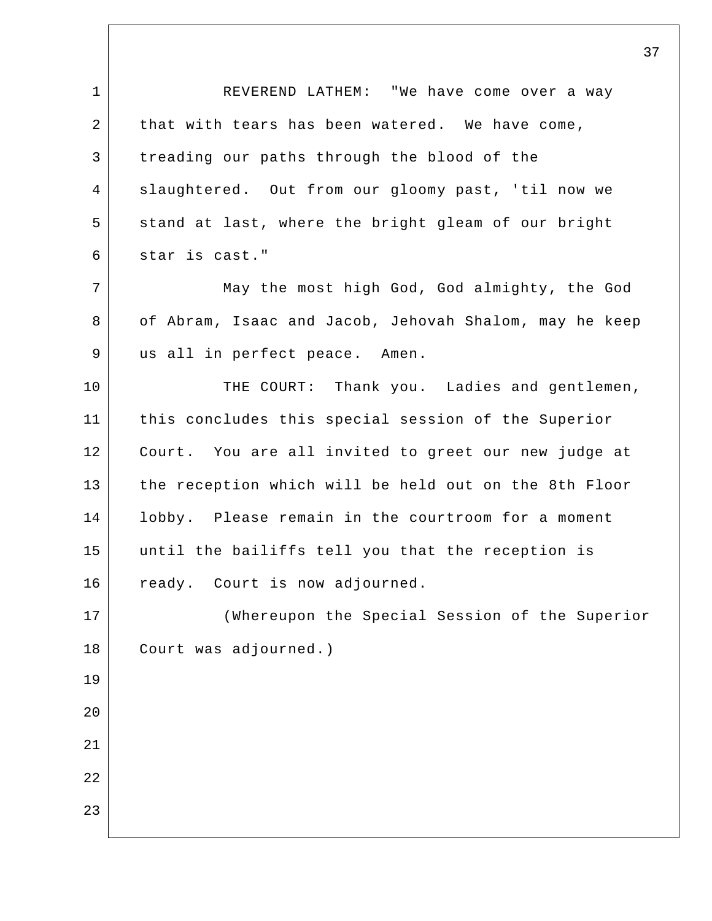REVEREND LATHEM: "We have come over a way that with tears has been watered. We have come, treading our paths through the blood of the slaughtered. Out from our gloomy past, 'til now we stand at last, where the bright gleam of our bright star is cast."

May the most high God, God almighty, the God of Abram, Isaac and Jacob, Jehovah Shalom, may he keep us all in perfect peace. Amen.

THE COURT: Thank you. Ladies and gentlemen, this concludes this special session of the Superior Court. You are all invited to greet our new judge at the reception which will be held out on the 8th Floor lobby. Please remain in the courtroom for a moment until the bailiffs tell you that the reception is ready. Court is now adjourned.

(Whereupon the Special Session of the Superior Court was adjourned.)